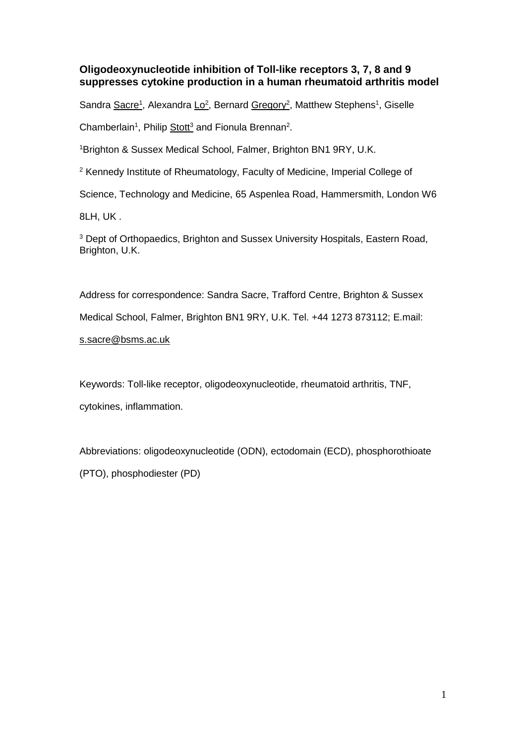**Oligodeoxynucleotide inhibition of Toll-like receptors 3, 7, 8 and 9 suppresses cytokine production in a human rheumatoid arthritis model**

Sandra Sacre[1], Alexandra Lo[2], Bernard Gregory[2], Matthew Stephens[1], Giselle Chamberlain[1], Philip Stott[3] and Fionula Brennan[2].

[1]Brighton & Sussex Medical School, Falmer, Brighton BN1 9RY, U.K.

[2] Kennedy Institute of Rheumatology, Faculty of Medicine, Imperial College of Science, Technology and Medicine, 65 Aspenlea Road, Hammersmith, London W6 8LH, UK .

[3] Dept of Orthopaedics, Brighton and Sussex University Hospitals, Eastern Road, Brighton, U.K.

Address for correspondence: Sandra Sacre, Trafford Centre, Brighton & Sussex Medical School, Falmer, Brighton BN1 9RY, U.K. Tel. +44 1273 873112; E.mail: s.sacre@bsms.ac.uk

Keywords: Toll-like receptor, oligodeoxynucleotide, rheumatoid arthritis, TNF, cytokines, inflammation.

Abbreviations: oligodeoxynucleotide (ODN), ectodomain (ECD), phosphorothioate (PTO), phosphodiester (PD)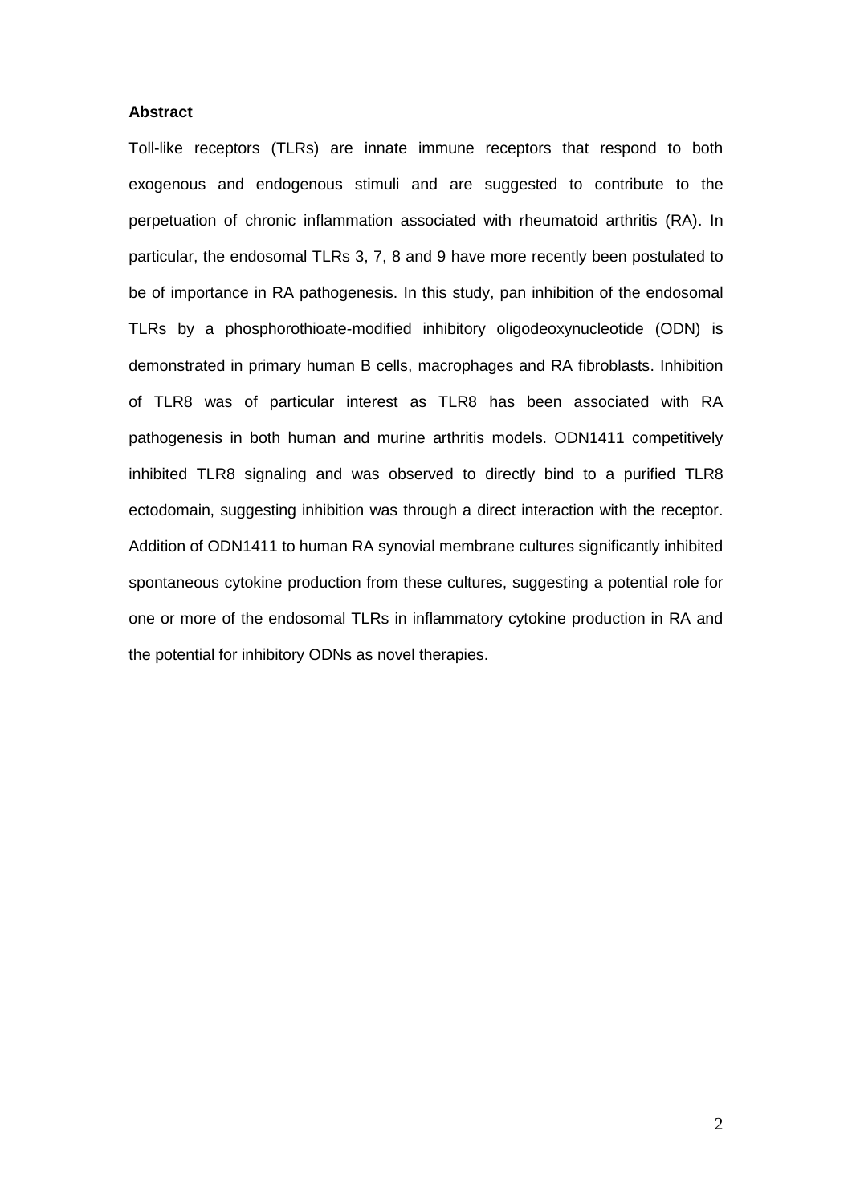## Abstract

Toll-like receptors (TLRs) are innate immune receptors that respond to both exogenous and endogenous stimuli and are suggested to contribute to the perpetuation of chronic inflammation associated with rheumatoid arthritis (RA). In particular, the endosomal TLRs 3, 7, 8 and 9 have more recently been postulated to be of importance in RA pathogenesis. In this study, pan inhibition of the endosomal TLRs by a phosphorothioate-modified inhibitory oligodeoxynucleotide (ODN) is demonstrated in primary human B cells, macrophages and RA fibroblasts. Inhibition of TLR8 was of particular interest as TLR8 has been associated with RA pathogenesis in both human and murine arthritis models. ODN1411 competitively inhibited TLR8 signaling and was observed to directly bind to a purified TLR8 ectodomain, suggesting inhibition was through a direct interaction with the receptor. Addition of ODN1411 to human RA synovial membrane cultures significantly inhibited spontaneous cytokine production from these cultures, suggesting a potential role for one or more of the endosomal TLRs in inflammatory cytokine production in RA and the potential for inhibitory ODNs as novel therapies.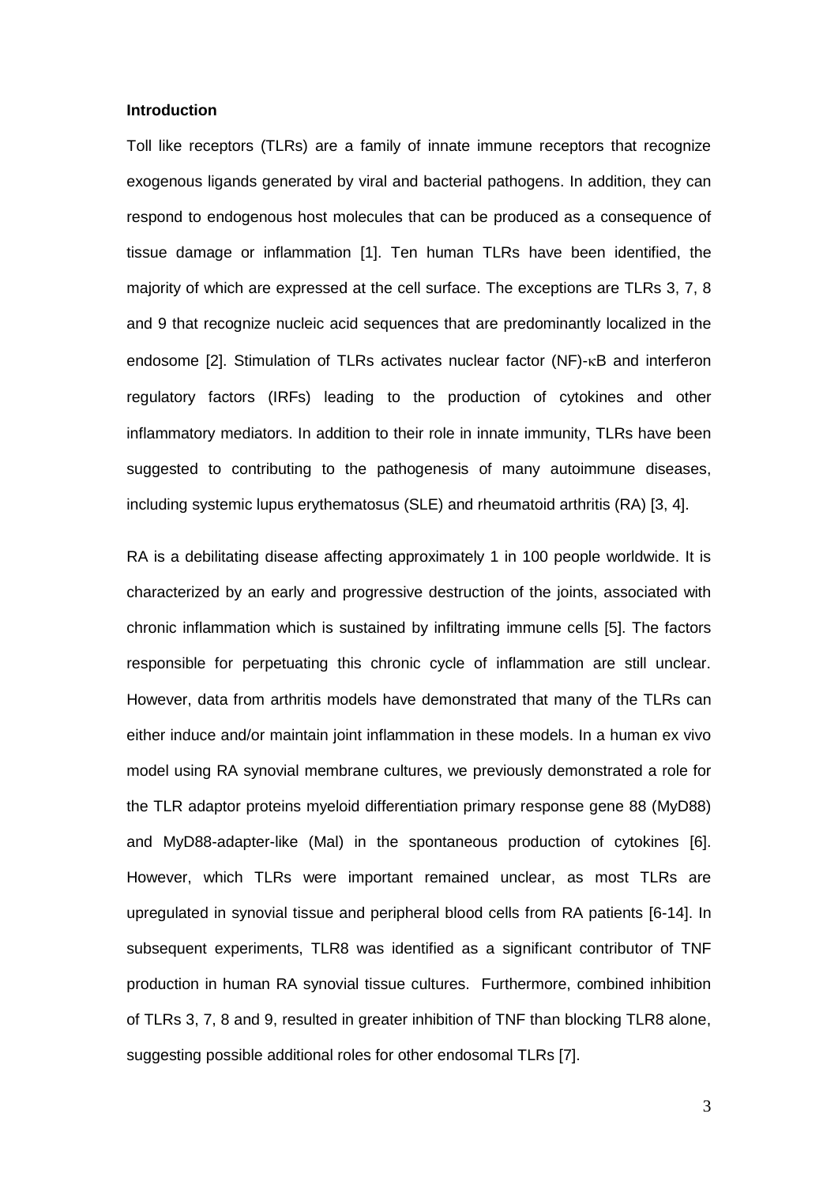**Introduction**

Toll like receptors (TLRs) are a family of innate immune receptors that recognize exogenous ligands generated by viral and bacterial pathogens. In addition, they can respond to endogenous host molecules that can be produced as a consequence of tissue damage or inflammation [1]. Ten human TLRs have been identified, the majority of which are expressed at the cell surface. The exceptions are TLRs 3, 7, 8 and 9 that recognize nucleic acid sequences that are predominantly localized in the endosome [2]. Stimulation of TLRs activates nuclear factor (NF)-$\kappa$B and interferon regulatory factors (IRFs) leading to the production of cytokines and other inflammatory mediators. In addition to their role in innate immunity, TLRs have been suggested to contributing to the pathogenesis of many autoimmune diseases, including systemic lupus erythematosus (SLE) and rheumatoid arthritis (RA) [3, 4].

RA is a debilitating disease affecting approximately 1 in 100 people worldwide. It is characterized by an early and progressive destruction of the joints, associated with chronic inflammation which is sustained by infiltrating immune cells [5]. The factors responsible for perpetuating this chronic cycle of inflammation are still unclear. However, data from arthritis models have demonstrated that many of the TLRs can either induce and/or maintain joint inflammation in these models. In a human ex vivo model using RA synovial membrane cultures, we previously demonstrated a role for the TLR adaptor proteins myeloid differentiation primary response gene 88 (MyD88) and MyD88-adapter-like (Mal) in the spontaneous production of cytokines [6]. However, which TLRs were important remained unclear, as most TLRs are upregulated in synovial tissue and peripheral blood cells from RA patients [6-14]. In subsequent experiments, TLR8 was identified as a significant contributor of TNF production in human RA synovial tissue cultures. Furthermore, combined inhibition of TLRs 3, 7, 8 and 9, resulted in greater inhibition of TNF than blocking TLR8 alone, suggesting possible additional roles for other endosomal TLRs [7].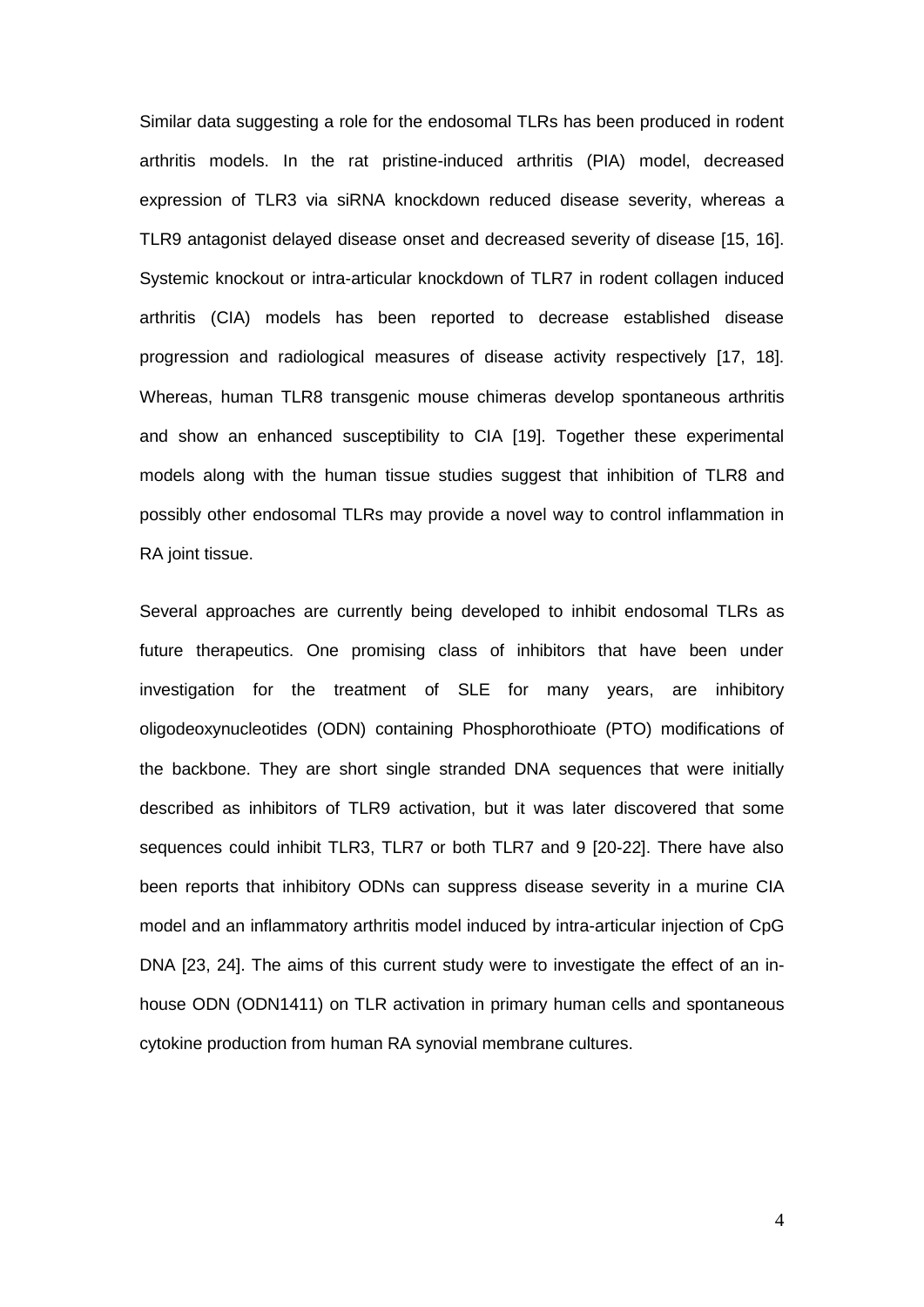Similar data suggesting a role for the endosomal TLRs has been produced in rodent arthritis models. In the rat pristine-induced arthritis (PIA) model, decreased expression of TLR3 via siRNA knockdown reduced disease severity, whereas a TLR9 antagonist delayed disease onset and decreased severity of disease [15, 16]. Systemic knockout or intra-articular knockdown of TLR7 in rodent collagen induced arthritis (CIA) models has been reported to decrease established disease progression and radiological measures of disease activity respectively [17, 18]. Whereas, human TLR8 transgenic mouse chimeras develop spontaneous arthritis and show an enhanced susceptibility to CIA [19]. Together these experimental models along with the human tissue studies suggest that inhibition of TLR8 and possibly other endosomal TLRs may provide a novel way to control inflammation in RA joint tissue.

Several approaches are currently being developed to inhibit endosomal TLRs as future therapeutics. One promising class of inhibitors that have been under investigation for the treatment of SLE for many years, are inhibitory oligodeoxynucleotides (ODN) containing Phosphorothioate (PTO) modifications of the backbone. They are short single stranded DNA sequences that were initially described as inhibitors of TLR9 activation, but it was later discovered that some sequences could inhibit TLR3, TLR7 or both TLR7 and 9 [20-22]. There have also been reports that inhibitory ODNs can suppress disease severity in a murine CIA model and an inflammatory arthritis model induced by intra-articular injection of CpG DNA [23, 24]. The aims of this current study were to investigate the effect of an in-house ODN (ODN1411) on TLR activation in primary human cells and spontaneous cytokine production from human RA synovial membrane cultures.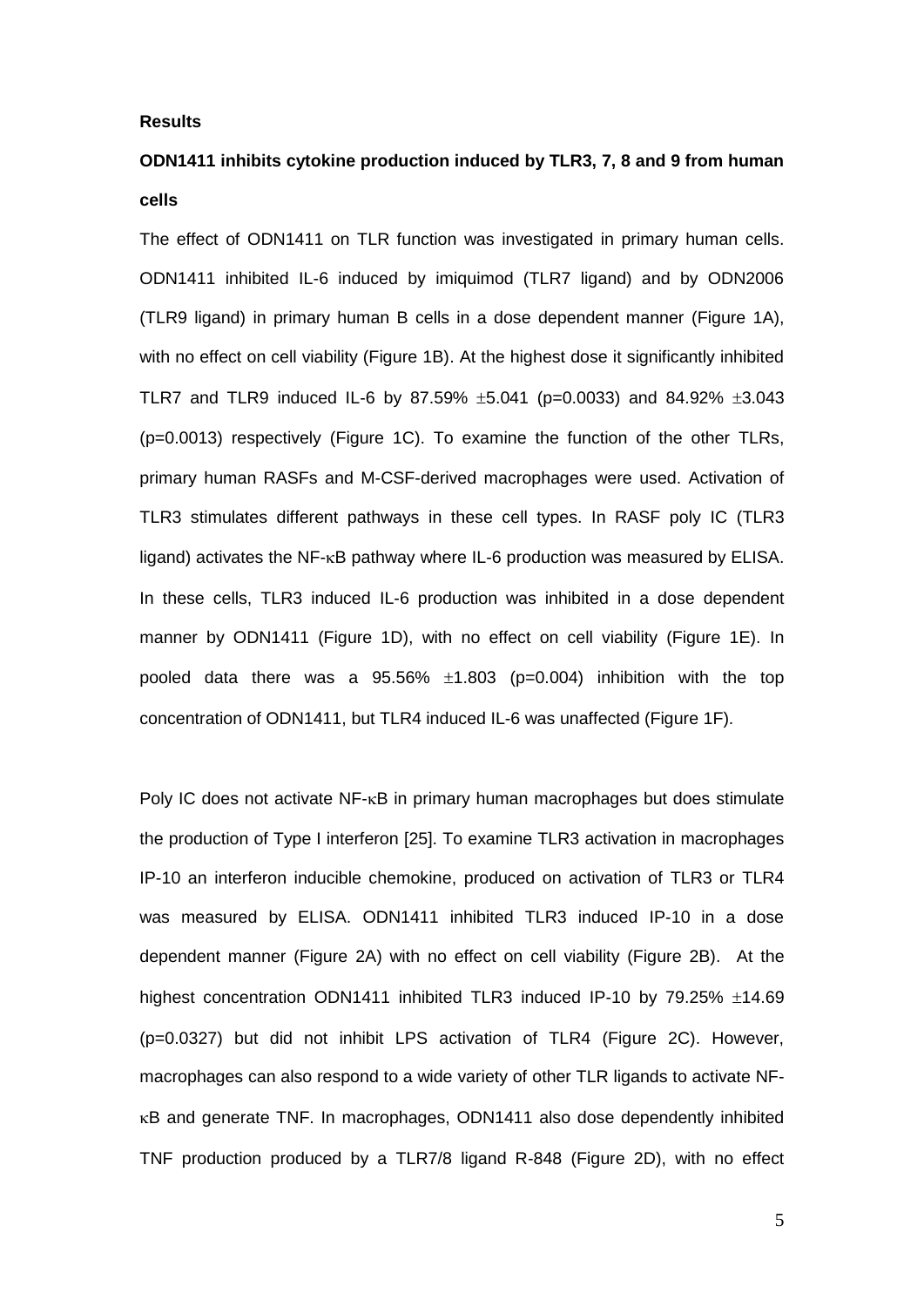**Results**

**ODN1411 inhibits cytokine production induced by TLR3, 7, 8 and 9 from human cells**

The effect of ODN1411 on TLR function was investigated in primary human cells. ODN1411 inhibited IL-6 induced by imiquimod (TLR7 ligand) and by ODN2006 (TLR9 ligand) in primary human B cells in a dose dependent manner (Figure 1A), with no effect on cell viability (Figure 1B). At the highest dose it significantly inhibited TLR7 and TLR9 induced IL-6 by 87.59% $\pm$5.041 (p=0.0033) and 84.92% $\pm$3.043 (p=0.0013) respectively (Figure 1C). To examine the function of the other TLRs, primary human RASFs and M-CSF-derived macrophages were used. Activation of TLR3 stimulates different pathways in these cell types. In RASF poly IC (TLR3 ligand) activates the NF-$\kappa$B pathway where IL-6 production was measured by ELISA. In these cells, TLR3 induced IL-6 production was inhibited in a dose dependent manner by ODN1411 (Figure 1D), with no effect on cell viability (Figure 1E). In pooled data there was a 95.56% $\pm$1.803 (p=0.004) inhibition with the top concentration of ODN1411, but TLR4 induced IL-6 was unaffected (Figure 1F).

Poly IC does not activate NF-$\kappa$B in primary human macrophages but does stimulate the production of Type I interferon [25]. To examine TLR3 activation in macrophages IP-10 an interferon inducible chemokine, produced on activation of TLR3 or TLR4 was measured by ELISA. ODN1411 inhibited TLR3 induced IP-10 in a dose dependent manner (Figure 2A) with no effect on cell viability (Figure 2B). At the highest concentration ODN1411 inhibited TLR3 induced IP-10 by 79.25% $\pm$14.69 (p=0.0327) but did not inhibit LPS activation of TLR4 (Figure 2C). However, macrophages can also respond to a wide variety of other TLR ligands to activate NF-$\kappa$B and generate TNF. In macrophages, ODN1411 also dose dependently inhibited TNF production produced by a TLR7/8 ligand R-848 (Figure 2D), with no effect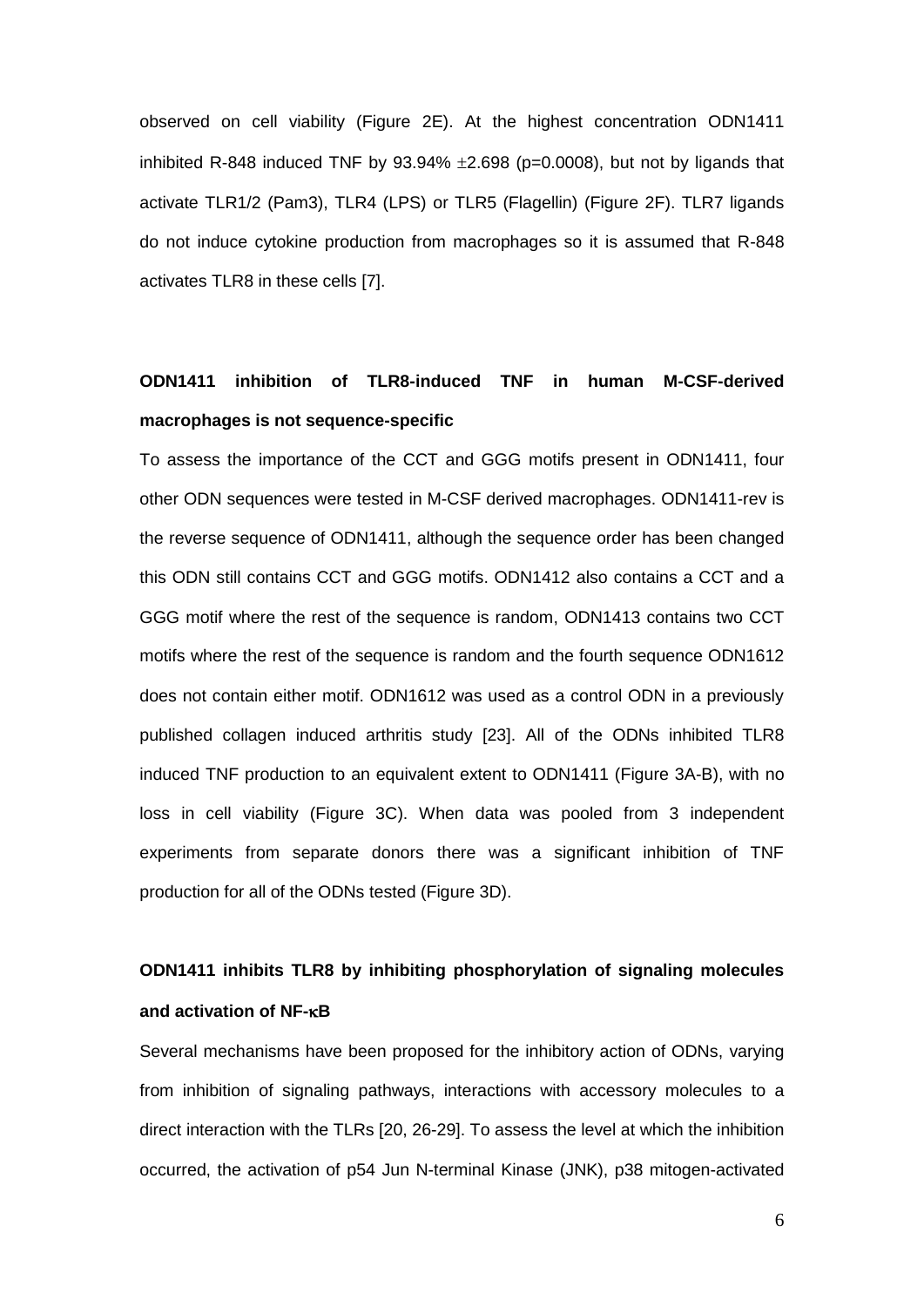observed on cell viability (Figure 2E). At the highest concentration ODN1411 inhibited R-848 induced TNF by 93.94% $\pm$2.698 ($p$=0.0008), but not by ligands that activate TLR1/2 (Pam3), TLR4 (LPS) or TLR5 (Flagellin) (Figure 2F). TLR7 ligands do not induce cytokine production from macrophages so it is assumed that R-848 activates TLR8 in these cells [7].

## ODN1411 inhibition of TLR8-induced TNF in human M-CSF-derived macrophages is not sequence-specific

To assess the importance of the CCT and GGG motifs present in ODN1411, four other ODN sequences were tested in M-CSF derived macrophages. ODN1411-rev is the reverse sequence of ODN1411, although the sequence order has been changed this ODN still contains CCT and GGG motifs. ODN1412 also contains a CCT and a GGG motif where the rest of the sequence is random, ODN1413 contains two CCT motifs where the rest of the sequence is random and the fourth sequence ODN1612 does not contain either motif. ODN1612 was used as a control ODN in a previously published collagen induced arthritis study [23]. All of the ODNs inhibited TLR8 induced TNF production to an equivalent extent to ODN1411 (Figure 3A-B), with no loss in cell viability (Figure 3C). When data was pooled from 3 independent experiments from separate donors there was a significant inhibition of TNF production for all of the ODNs tested (Figure 3D).

## ODN1411 inhibits TLR8 by inhibiting phosphorylation of signaling molecules and activation of NF-κB

Several mechanisms have been proposed for the inhibitory action of ODNs, varying from inhibition of signaling pathways, interactions with accessory molecules to a direct interaction with the TLRs [20, 26-29]. To assess the level at which the inhibition occurred, the activation of p54 Jun N-terminal Kinase (JNK), p38 mitogen-activated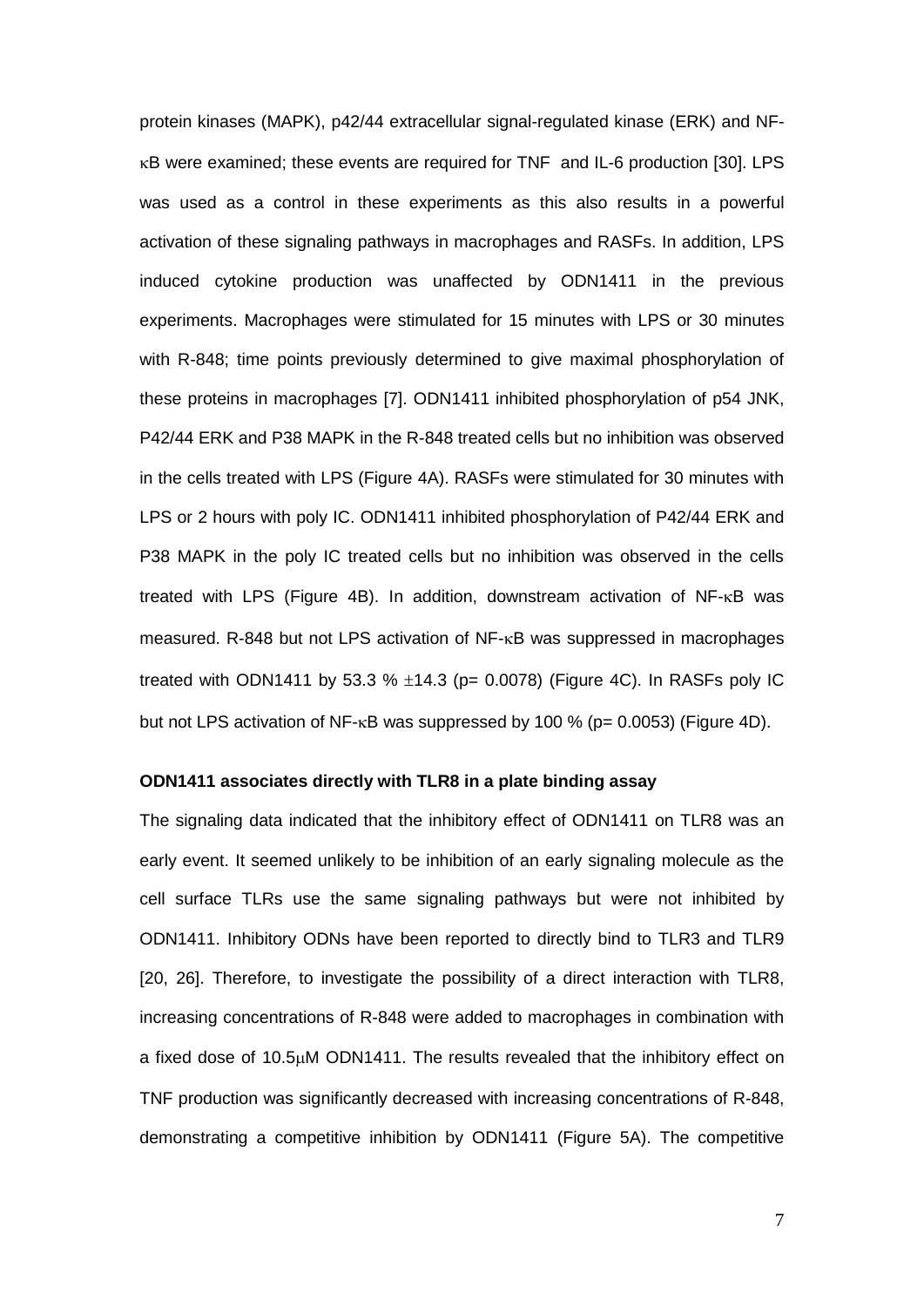protein kinases (MAPK), p42/44 extracellular signal-regulated kinase (ERK) and NF-κB were examined; these events are required for TNF and IL-6 production [30]. LPS was used as a control in these experiments as this also results in a powerful activation of these signaling pathways in macrophages and RASFs. In addition, LPS induced cytokine production was unaffected by ODN1411 in the previous experiments. Macrophages were stimulated for 15 minutes with LPS or 30 minutes with R-848; time points previously determined to give maximal phosphorylation of these proteins in macrophages [7]. ODN1411 inhibited phosphorylation of p54 JNK, P42/44 ERK and P38 MAPK in the R-848 treated cells but no inhibition was observed in the cells treated with LPS (Figure 4A). RASFs were stimulated for 30 minutes with LPS or 2 hours with poly IC. ODN1411 inhibited phosphorylation of P42/44 ERK and P38 MAPK in the poly IC treated cells but no inhibition was observed in the cells treated with LPS (Figure 4B). In addition, downstream activation of NF-κB was measured. R-848 but not LPS activation of NF-κB was suppressed in macrophages treated with ODN1411 by 53.3 % ±14.3 ($p = 0.0078$) (Figure 4C). In RASFs poly IC but not LPS activation of NF-κB was suppressed by 100 % ($p = 0.0053$) (Figure 4D).

**ODN1411 associates directly with TLR8 in a plate binding assay**

The signaling data indicated that the inhibitory effect of ODN1411 on TLR8 was an early event. It seemed unlikely to be inhibition of an early signaling molecule as the cell surface TLRs use the same signaling pathways but were not inhibited by ODN1411. Inhibitory ODNs have been reported to directly bind to TLR3 and TLR9 [20, 26]. Therefore, to investigate the possibility of a direct interaction with TLR8, increasing concentrations of R-848 were added to macrophages in combination with a fixed dose of 10.5μM ODN1411. The results revealed that the inhibitory effect on TNF production was significantly decreased with increasing concentrations of R-848, demonstrating a competitive inhibition by ODN1411 (Figure 5A). The competitive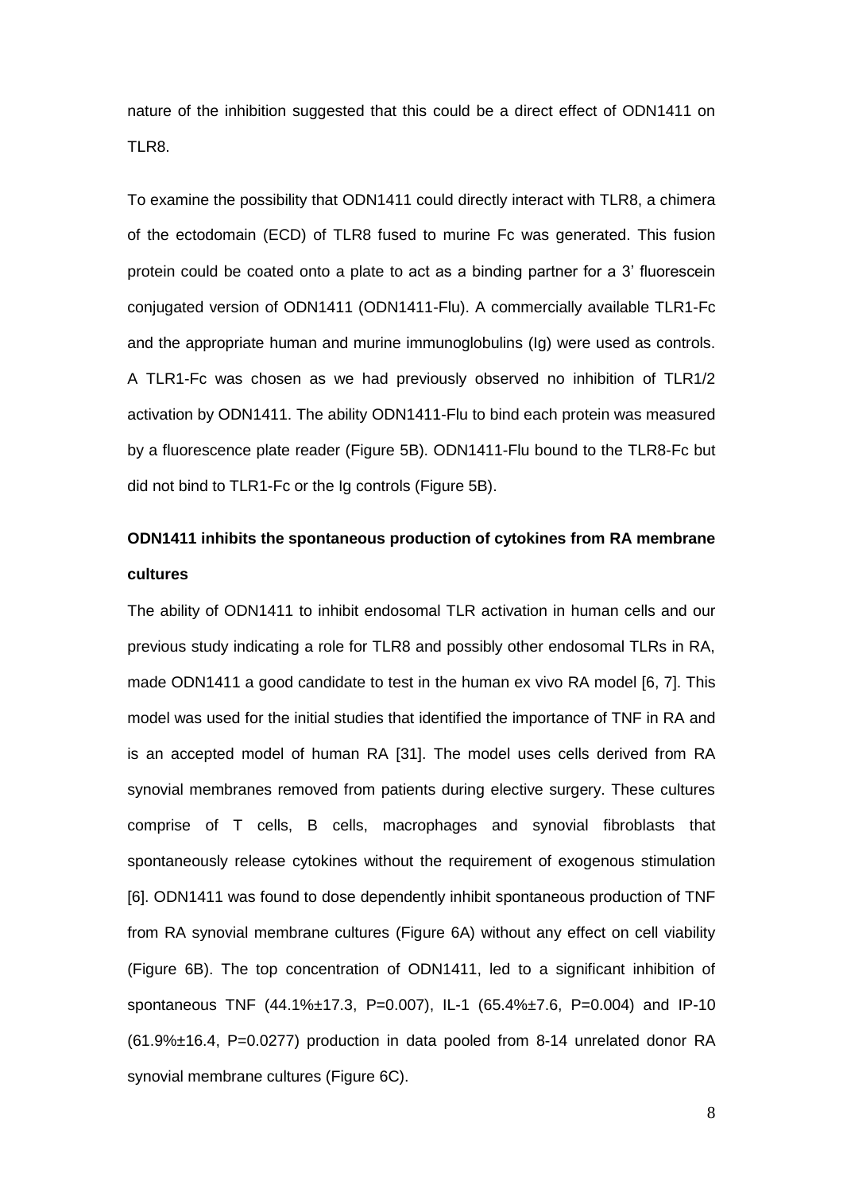nature of the inhibition suggested that this could be a direct effect of ODN1411 on TLR8.

To examine the possibility that ODN1411 could directly interact with TLR8, a chimera of the ectodomain (ECD) of TLR8 fused to murine Fc was generated. This fusion protein could be coated onto a plate to act as a binding partner for a 3' fluorescein conjugated version of ODN1411 (ODN1411-Flu). A commercially available TLR1-Fc and the appropriate human and murine immunoglobulins (Ig) were used as controls. A TLR1-Fc was chosen as we had previously observed no inhibition of TLR1/2 activation by ODN1411. The ability ODN1411-Flu to bind each protein was measured by a fluorescence plate reader (Figure 5B). ODN1411-Flu bound to the TLR8-Fc but did not bind to TLR1-Fc or the Ig controls (Figure 5B).

**ODN1411 inhibits the spontaneous production of cytokines from RA membrane cultures**

The ability of ODN1411 to inhibit endosomal TLR activation in human cells and our previous study indicating a role for TLR8 and possibly other endosomal TLRs in RA, made ODN1411 a good candidate to test in the human ex vivo RA model [6, 7]. This model was used for the initial studies that identified the importance of TNF in RA and is an accepted model of human RA [31]. The model uses cells derived from RA synovial membranes removed from patients during elective surgery. These cultures comprise of T cells, B cells, macrophages and synovial fibroblasts that spontaneously release cytokines without the requirement of exogenous stimulation [6]. ODN1411 was found to dose dependently inhibit spontaneous production of TNF from RA synovial membrane cultures (Figure 6A) without any effect on cell viability (Figure 6B). The top concentration of ODN1411, led to a significant inhibition of spontaneous TNF (44.1%±17.3, P=0.007), IL-1 (65.4%±7.6, P=0.004) and IP-10 (61.9%±16.4, P=0.0277) production in data pooled from 8-14 unrelated donor RA synovial membrane cultures (Figure 6C).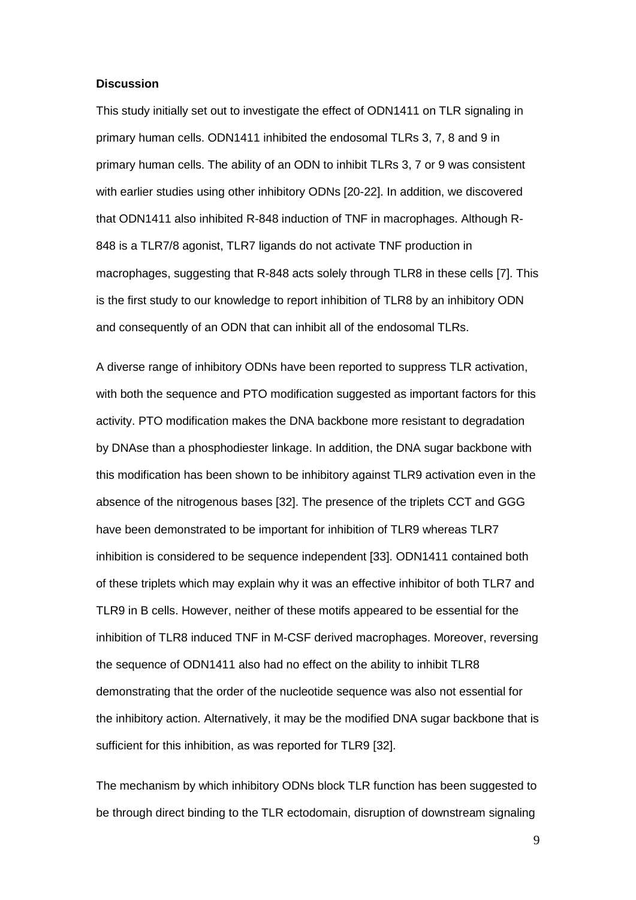**Discussion**

This study initially set out to investigate the effect of ODN1411 on TLR signaling in primary human cells. ODN1411 inhibited the endosomal TLRs 3, 7, 8 and 9 in primary human cells. The ability of an ODN to inhibit TLRs 3, 7 or 9 was consistent with earlier studies using other inhibitory ODNs [20-22]. In addition, we discovered that ODN1411 also inhibited R-848 induction of TNF in macrophages. Although R-848 is a TLR7/8 agonist, TLR7 ligands do not activate TNF production in macrophages, suggesting that R-848 acts solely through TLR8 in these cells [7]. This is the first study to our knowledge to report inhibition of TLR8 by an inhibitory ODN and consequently of an ODN that can inhibit all of the endosomal TLRs.

A diverse range of inhibitory ODNs have been reported to suppress TLR activation, with both the sequence and PTO modification suggested as important factors for this activity. PTO modification makes the DNA backbone more resistant to degradation by DNAse than a phosphodiester linkage. In addition, the DNA sugar backbone with this modification has been shown to be inhibitory against TLR9 activation even in the absence of the nitrogenous bases [32]. The presence of the triplets CCT and GGG have been demonstrated to be important for inhibition of TLR9 whereas TLR7 inhibition is considered to be sequence independent [33]. ODN1411 contained both of these triplets which may explain why it was an effective inhibitor of both TLR7 and TLR9 in B cells. However, neither of these motifs appeared to be essential for the inhibition of TLR8 induced TNF in M-CSF derived macrophages. Moreover, reversing the sequence of ODN1411 also had no effect on the ability to inhibit TLR8 demonstrating that the order of the nucleotide sequence was also not essential for the inhibitory action. Alternatively, it may be the modified DNA sugar backbone that is sufficient for this inhibition, as was reported for TLR9 [32].

The mechanism by which inhibitory ODNs block TLR function has been suggested to be through direct binding to the TLR ectodomain, disruption of downstream signaling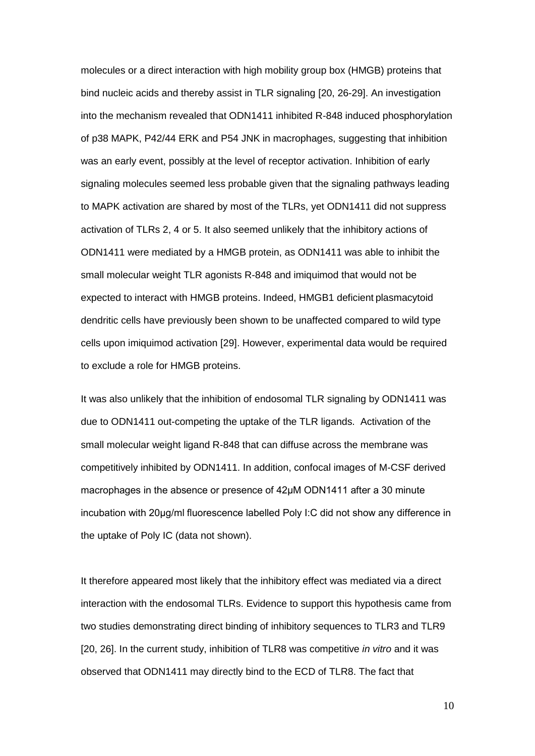molecules or a direct interaction with high mobility group box (HMGB) proteins that bind nucleic acids and thereby assist in TLR signaling [20, 26-29]. An investigation into the mechanism revealed that ODN1411 inhibited R-848 induced phosphorylation of p38 MAPK, P42/44 ERK and P54 JNK in macrophages, suggesting that inhibition was an early event, possibly at the level of receptor activation. Inhibition of early signaling molecules seemed less probable given that the signaling pathways leading to MAPK activation are shared by most of the TLRs, yet ODN1411 did not suppress activation of TLRs 2, 4 or 5. It also seemed unlikely that the inhibitory actions of ODN1411 were mediated by a HMGB protein, as ODN1411 was able to inhibit the small molecular weight TLR agonists R-848 and imiquimod that would not be expected to interact with HMGB proteins. Indeed, HMGB1 deficient plasmacytoid dendritic cells have previously been shown to be unaffected compared to wild type cells upon imiquimod activation [29]. However, experimental data would be required to exclude a role for HMGB proteins.

It was also unlikely that the inhibition of endosomal TLR signaling by ODN1411 was due to ODN1411 out-competing the uptake of the TLR ligands. Activation of the small molecular weight ligand R-848 that can diffuse across the membrane was competitively inhibited by ODN1411. In addition, confocal images of M-CSF derived macrophages in the absence or presence of 42μM ODN1411 after a 30 minute incubation with 20μg/ml fluorescence labelled Poly I:C did not show any difference in the uptake of Poly IC (data not shown).

It therefore appeared most likely that the inhibitory effect was mediated via a direct interaction with the endosomal TLRs. Evidence to support this hypothesis came from two studies demonstrating direct binding of inhibitory sequences to TLR3 and TLR9 [20, 26]. In the current study, inhibition of TLR8 was competitive *in vitro* and it was observed that ODN1411 may directly bind to the ECD of TLR8. The fact that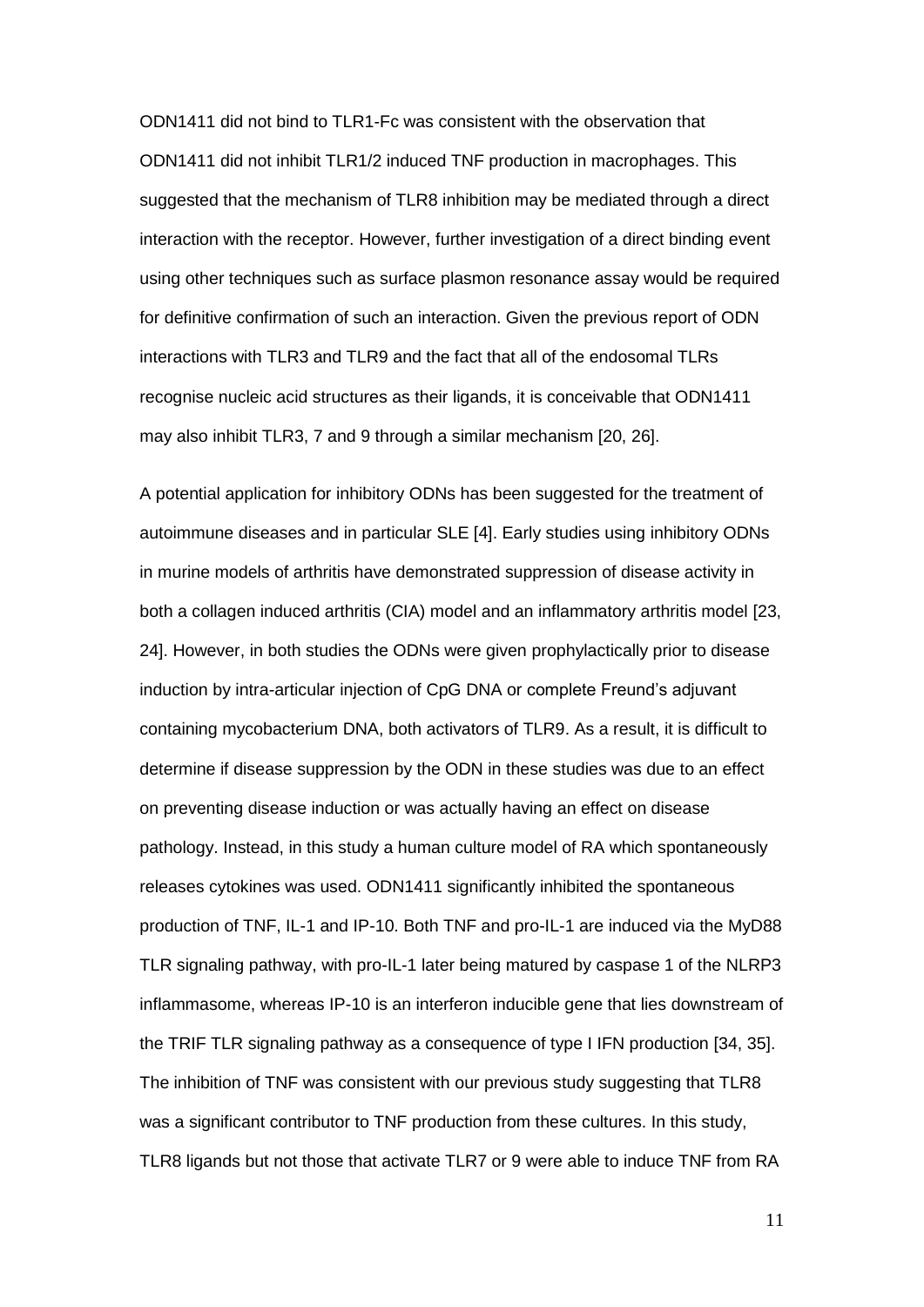ODN1411 did not bind to TLR1-Fc was consistent with the observation that ODN1411 did not inhibit TLR1/2 induced TNF production in macrophages. This suggested that the mechanism of TLR8 inhibition may be mediated through a direct interaction with the receptor. However, further investigation of a direct binding event using other techniques such as surface plasmon resonance assay would be required for definitive confirmation of such an interaction. Given the previous report of ODN interactions with TLR3 and TLR9 and the fact that all of the endosomal TLRs recognise nucleic acid structures as their ligands, it is conceivable that ODN1411 may also inhibit TLR3, 7 and 9 through a similar mechanism [20, 26].

A potential application for inhibitory ODNs has been suggested for the treatment of autoimmune diseases and in particular SLE [4]. Early studies using inhibitory ODNs in murine models of arthritis have demonstrated suppression of disease activity in both a collagen induced arthritis (CIA) model and an inflammatory arthritis model [23, 24]. However, in both studies the ODNs were given prophylactically prior to disease induction by intra-articular injection of CpG DNA or complete Freund's adjuvant containing mycobacterium DNA, both activators of TLR9. As a result, it is difficult to determine if disease suppression by the ODN in these studies was due to an effect on preventing disease induction or was actually having an effect on disease pathology. Instead, in this study a human culture model of RA which spontaneously releases cytokines was used. ODN1411 significantly inhibited the spontaneous production of TNF, IL-1 and IP-10. Both TNF and pro-IL-1 are induced via the MyD88 TLR signaling pathway, with pro-IL-1 later being matured by caspase 1 of the NLRP3 inflammasome, whereas IP-10 is an interferon inducible gene that lies downstream of the TRIF TLR signaling pathway as a consequence of type I IFN production [34, 35]. The inhibition of TNF was consistent with our previous study suggesting that TLR8 was a significant contributor to TNF production from these cultures. In this study, TLR8 ligands but not those that activate TLR7 or 9 were able to induce TNF from RA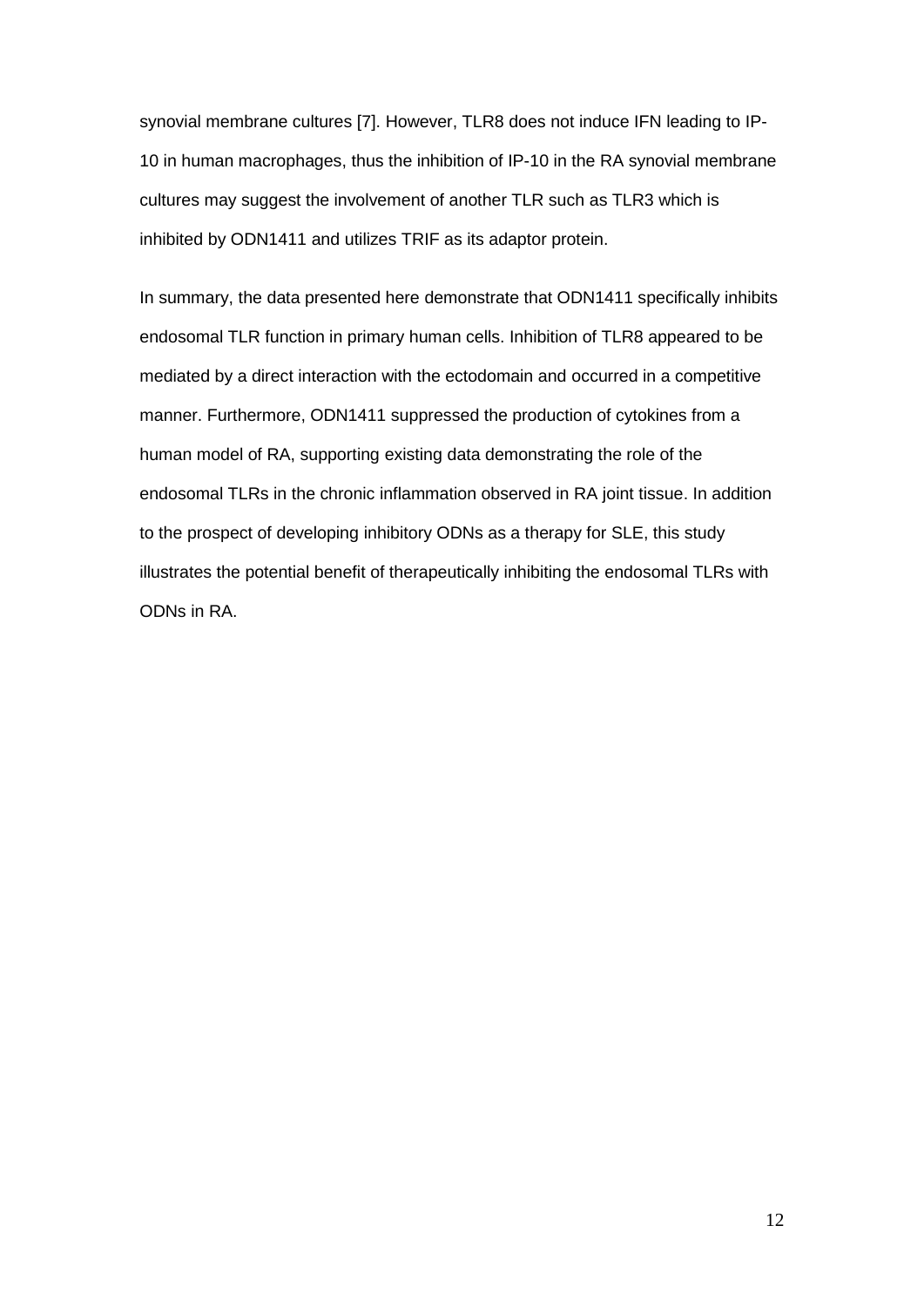synovial membrane cultures [7]. However, TLR8 does not induce IFN leading to IP-10 in human macrophages, thus the inhibition of IP-10 in the RA synovial membrane cultures may suggest the involvement of another TLR such as TLR3 which is inhibited by ODN1411 and utilizes TRIF as its adaptor protein.

In summary, the data presented here demonstrate that ODN1411 specifically inhibits endosomal TLR function in primary human cells. Inhibition of TLR8 appeared to be mediated by a direct interaction with the ectodomain and occurred in a competitive manner. Furthermore, ODN1411 suppressed the production of cytokines from a human model of RA, supporting existing data demonstrating the role of the endosomal TLRs in the chronic inflammation observed in RA joint tissue. In addition to the prospect of developing inhibitory ODNs as a therapy for SLE, this study illustrates the potential benefit of therapeutically inhibiting the endosomal TLRs with ODNs in RA.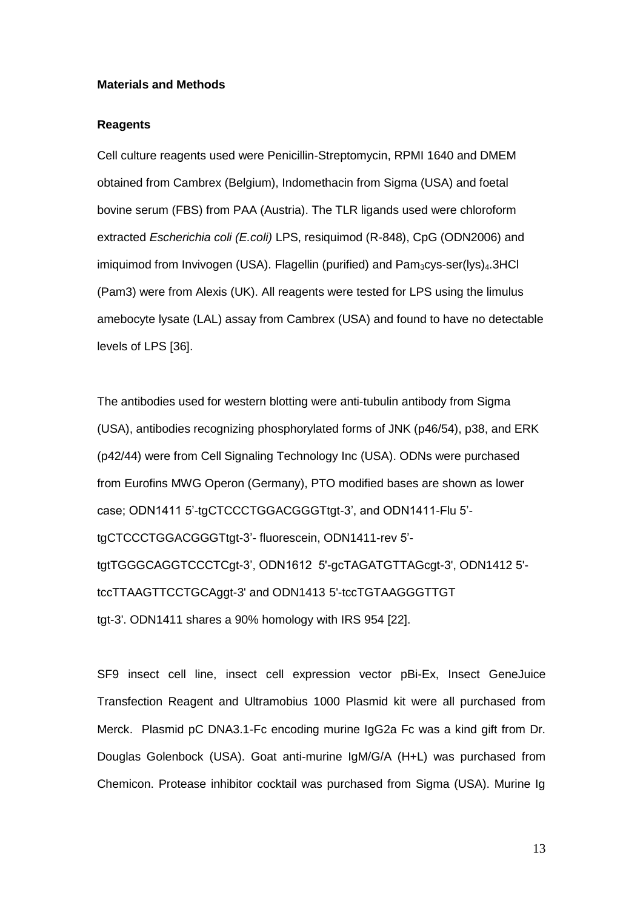**Materials and Methods**

**Reagents**

Cell culture reagents used were Penicillin-Streptomycin, RPMI 1640 and DMEM obtained from Cambrex (Belgium), Indomethacin from Sigma (USA) and foetal bovine serum (FBS) from PAA (Austria). The TLR ligands used were chloroform extracted *Escherichia coli (E.coli)* LPS, resiquimod (R-848), CpG (ODN2006) and imiquimod from Invivogen (USA). Flagellin (purified) and $Pam_3$cys-ser(lys)$_4$.3HCl (Pam3) were from Alexis (UK). All reagents were tested for LPS using the limulus amebocyte lysate (LAL) assay from Cambrex (USA) and found to have no detectable levels of LPS [36].

The antibodies used for western blotting were anti-tubulin antibody from Sigma (USA), antibodies recognizing phosphorylated forms of JNK (p46/54), p38, and ERK (p42/44) were from Cell Signaling Technology Inc (USA). ODNs were purchased from Eurofins MWG Operon (Germany), PTO modified bases are shown as lower case; ODN1411 5'-tgCTCCCTGGACGGGTtgt-3', and ODN1411-Flu 5'-tgCTCCCTGGACGGGTtgt-3'- fluorescein, ODN1411-rev 5'-tgtTGGGCAGGTCCCTCgt-3', ODN1612 5'-gcTAGATGTTAGcgt-3', ODN1412 5'-tccTTAAGTTCCTGCAggt-3' and ODN1413 5'-tccTGTAAGGGTTGT tgt-3'. ODN1411 shares a 90% homology with IRS 954 [22].

SF9 insect cell line, insect cell expression vector pBi-Ex, Insect GeneJuice Transfection Reagent and Ultramobius 1000 Plasmid kit were all purchased from Merck. Plasmid pC DNA3.1-Fc encoding murine IgG2a Fc was a kind gift from Dr. Douglas Golenbock (USA). Goat anti-murine IgM/G/A (H+L) was purchased from Chemicon. Protease inhibitor cocktail was purchased from Sigma (USA). Murine Ig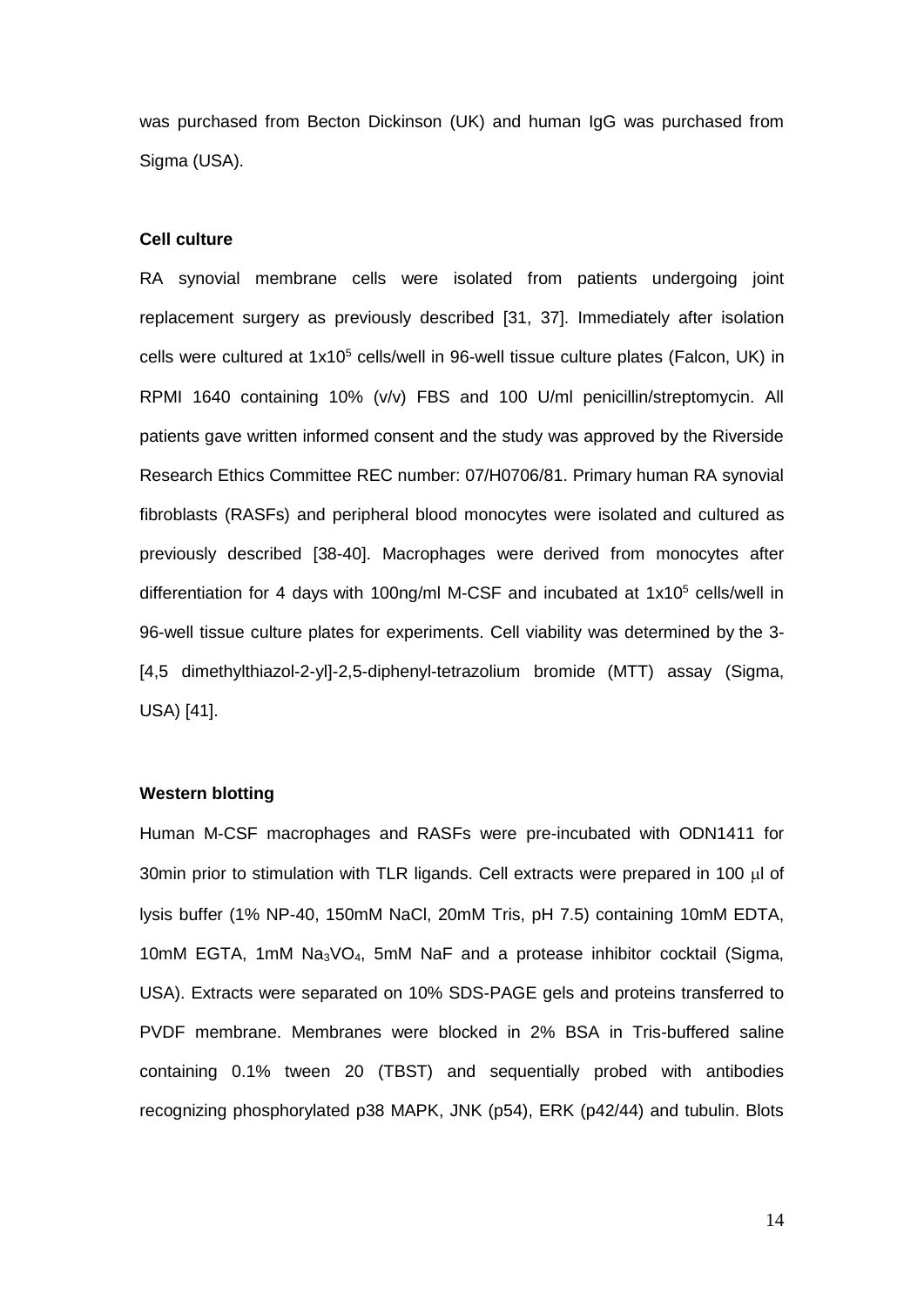was purchased from Becton Dickinson (UK) and human IgG was purchased from Sigma (USA).

**Cell culture**

RA synovial membrane cells were isolated from patients undergoing joint replacement surgery as previously described [31, 37]. Immediately after isolation cells were cultured at $1x10^5$ cells/well in 96-well tissue culture plates (Falcon, UK) in RPMI 1640 containing 10% (v/v) FBS and 100 U/ml penicillin/streptomycin. All patients gave written informed consent and the study was approved by the Riverside Research Ethics Committee REC number: 07/H0706/81. Primary human RA synovial fibroblasts (RASFs) and peripheral blood monocytes were isolated and cultured as previously described [38-40]. Macrophages were derived from monocytes after differentiation for 4 days with 100ng/ml M-CSF and incubated at $1x10^5$ cells/well in 96-well tissue culture plates for experiments. Cell viability was determined by the 3-[4,5 dimethylthiazol-2-yl]-2,5-diphenyl-tetrazolium bromide (MTT) assay (Sigma, USA) [41].

**Western blotting**

Human M-CSF macrophages and RASFs were pre-incubated with ODN1411 for 30min prior to stimulation with TLR ligands. Cell extracts were prepared in 100 μl of lysis buffer (1% NP-40, 150mM NaCl, 20mM Tris, pH 7.5) containing 10mM EDTA, 10mM EGTA, 1mM $Na_3VO_4$, 5mM NaF and a protease inhibitor cocktail (Sigma, USA). Extracts were separated on 10% SDS-PAGE gels and proteins transferred to PVDF membrane. Membranes were blocked in 2% BSA in Tris-buffered saline containing 0.1% tween 20 (TBST) and sequentially probed with antibodies recognizing phosphorylated p38 MAPK, JNK (p54), ERK (p42/44) and tubulin. Blots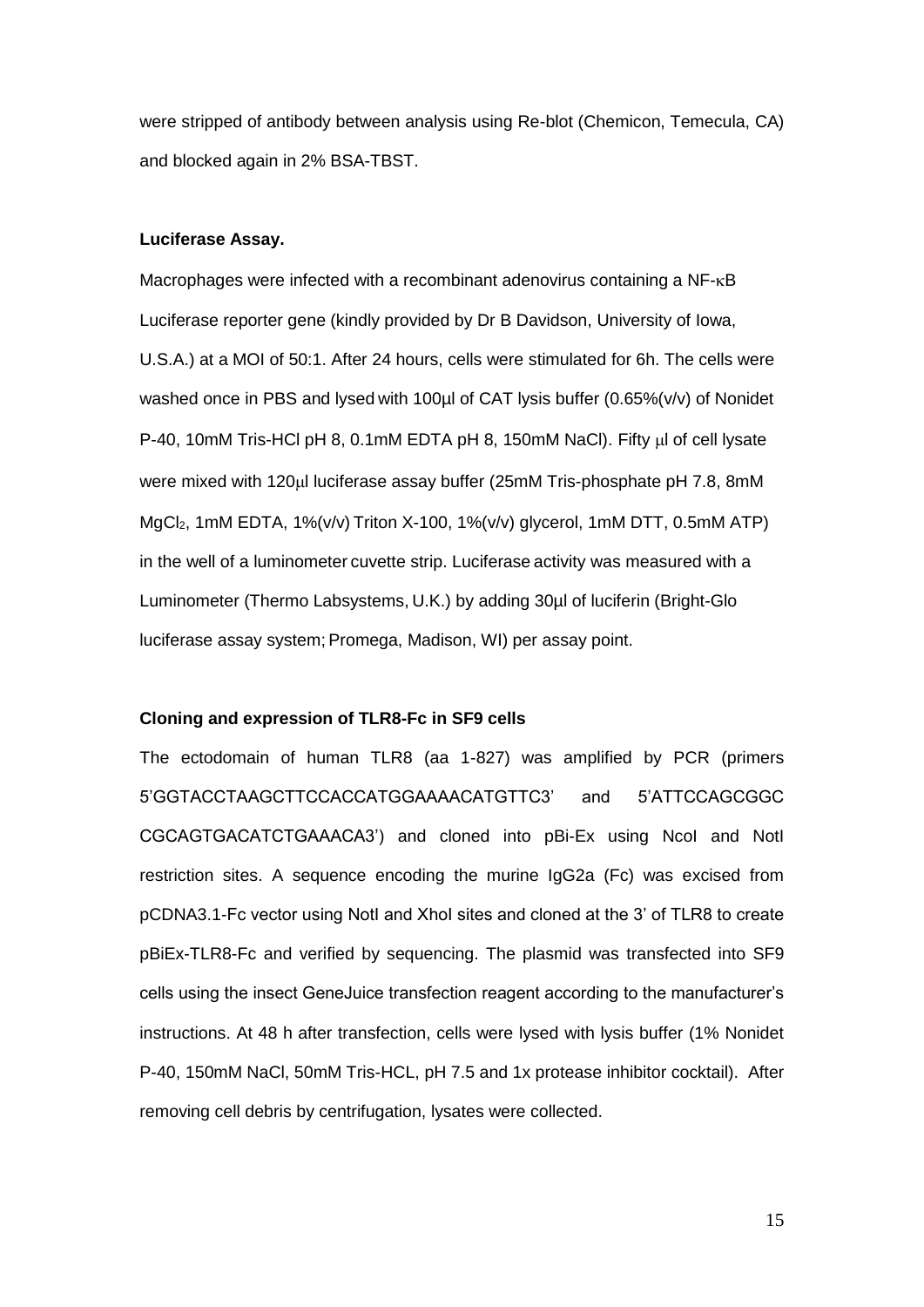were stripped of antibody between analysis using Re-blot (Chemicon, Temecula, CA) and blocked again in 2% BSA-TBST.

**Luciferase Assay.**

Macrophages were infected with a recombinant adenovirus containing a NF-κB Luciferase reporter gene (kindly provided by Dr B Davidson, University of Iowa, U.S.A.) at a MOI of 50:1. After 24 hours, cells were stimulated for 6h. The cells were washed once in PBS and lysed with 100µl of CAT lysis buffer (0.65%(v/v) of Nonidet P-40, 10mM Tris-HCl pH 8, 0.1mM EDTA pH 8, 150mM NaCl). Fifty µl of cell lysate were mixed with 120µl luciferase assay buffer (25mM Tris-phosphate pH 7.8, 8mM $MgCl_2$, 1mM EDTA, 1%(v/v) Triton X-100, 1%(v/v) glycerol, 1mM DTT, 0.5mM ATP) in the well of a luminometer cuvette strip. Luciferase activity was measured with a Luminometer (Thermo Labsystems, U.K.) by adding 30µl of luciferin (Bright-Glo luciferase assay system; Promega, Madison, WI) per assay point.

**Cloning and expression of TLR8-Fc in SF9 cells**

The ectodomain of human TLR8 (aa 1-827) was amplified by PCR (primers 5'GGTACCTAAGCTTCCACCATGGAAAACATGTTC3' and 5'ATTCCAGCGGC CGCAGTGACATCTGAAACA3') and cloned into pBi-Ex using NcoI and NotI restriction sites. A sequence encoding the murine IgG2a (Fc) was excised from pCDNA3.1-Fc vector using NotI and XhoI sites and cloned at the 3' of TLR8 to create pBiEx-TLR8-Fc and verified by sequencing. The plasmid was transfected into SF9 cells using the insect GeneJuice transfection reagent according to the manufacturer's instructions. At 48 h after transfection, cells were lysed with lysis buffer (1% Nonidet P-40, 150mM NaCl, 50mM Tris-HCL, pH 7.5 and 1x protease inhibitor cocktail). After removing cell debris by centrifugation, lysates were collected.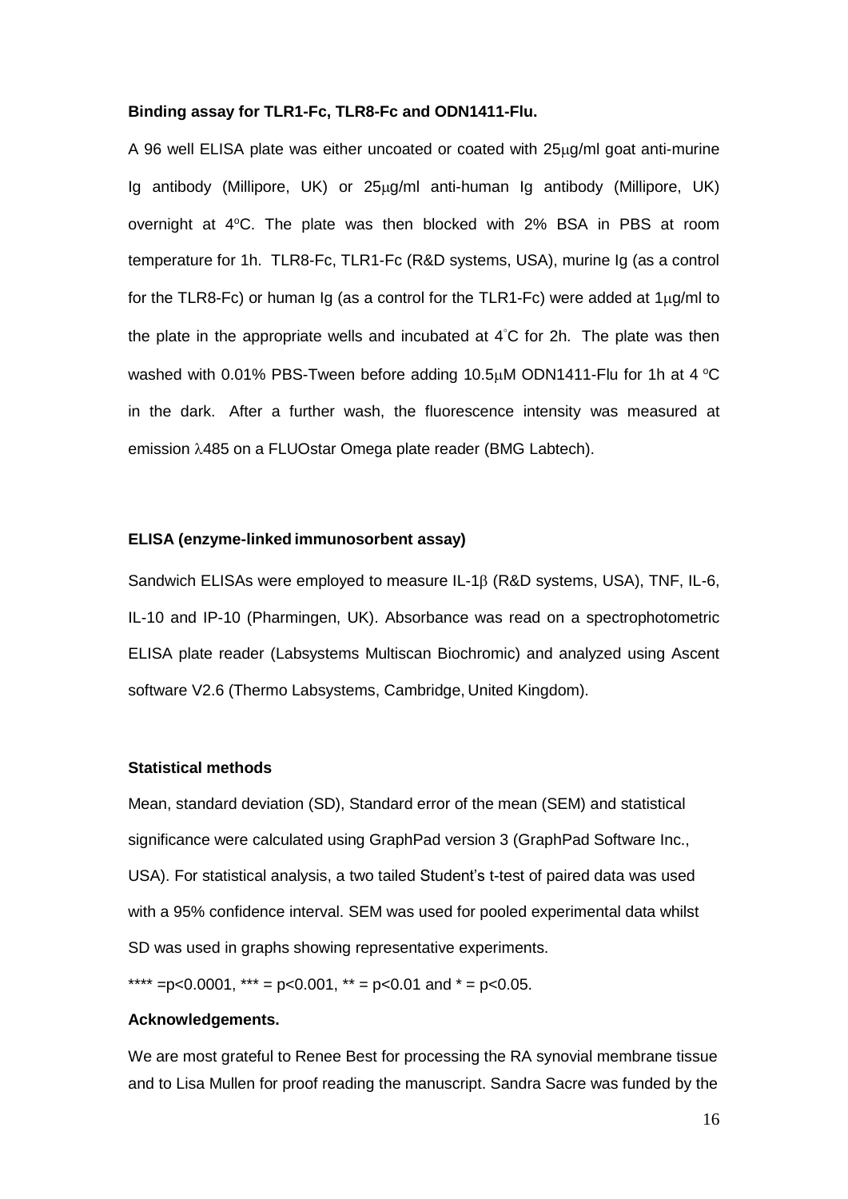**Binding assay for TLR1-Fc, TLR8-Fc and ODN1411-Flu.**

A 96 well ELISA plate was either uncoated or coated with 25μg/ml goat anti-murine Ig antibody (Millipore, UK) or 25μg/ml anti-human Ig antibody (Millipore, UK) overnight at 4°C. The plate was then blocked with 2% BSA in PBS at room temperature for 1h. TLR8-Fc, TLR1-Fc (R&D systems, USA), murine Ig (as a control for the TLR8-Fc) or human Ig (as a control for the TLR1-Fc) were added at 1μg/ml to the plate in the appropriate wells and incubated at 4°C for 2h. The plate was then washed with 0.01% PBS-Tween before adding 10.5μM ODN1411-Flu for 1h at 4 °C in the dark. After a further wash, the fluorescence intensity was measured at emission λ485 on a FLUOstar Omega plate reader (BMG Labtech).

**ELISA (enzyme-linked immunosorbent assay)**

Sandwich ELISAs were employed to measure IL-1β (R&D systems, USA), TNF, IL-6, IL-10 and IP-10 (Pharmingen, UK). Absorbance was read on a spectrophotometric ELISA plate reader (Labsystems Multiscan Biochromic) and analyzed using Ascent software V2.6 (Thermo Labsystems, Cambridge, United Kingdom).

**Statistical methods**

Mean, standard deviation (SD), Standard error of the mean (SEM) and statistical significance were calculated using GraphPad version 3 (GraphPad Software Inc., USA). For statistical analysis, a two tailed Student's t-test of paired data was used with a 95% confidence interval. SEM was used for pooled experimental data whilst SD was used in graphs showing representative experiments.

**** = $p<0.0001$, *** = $p<0.001$, ** = $p<0.01$ and * = $p<0.05$.

**Acknowledgements.**

We are most grateful to Renee Best for processing the RA synovial membrane tissue and to Lisa Mullen for proof reading the manuscript. Sandra Sacre was funded by the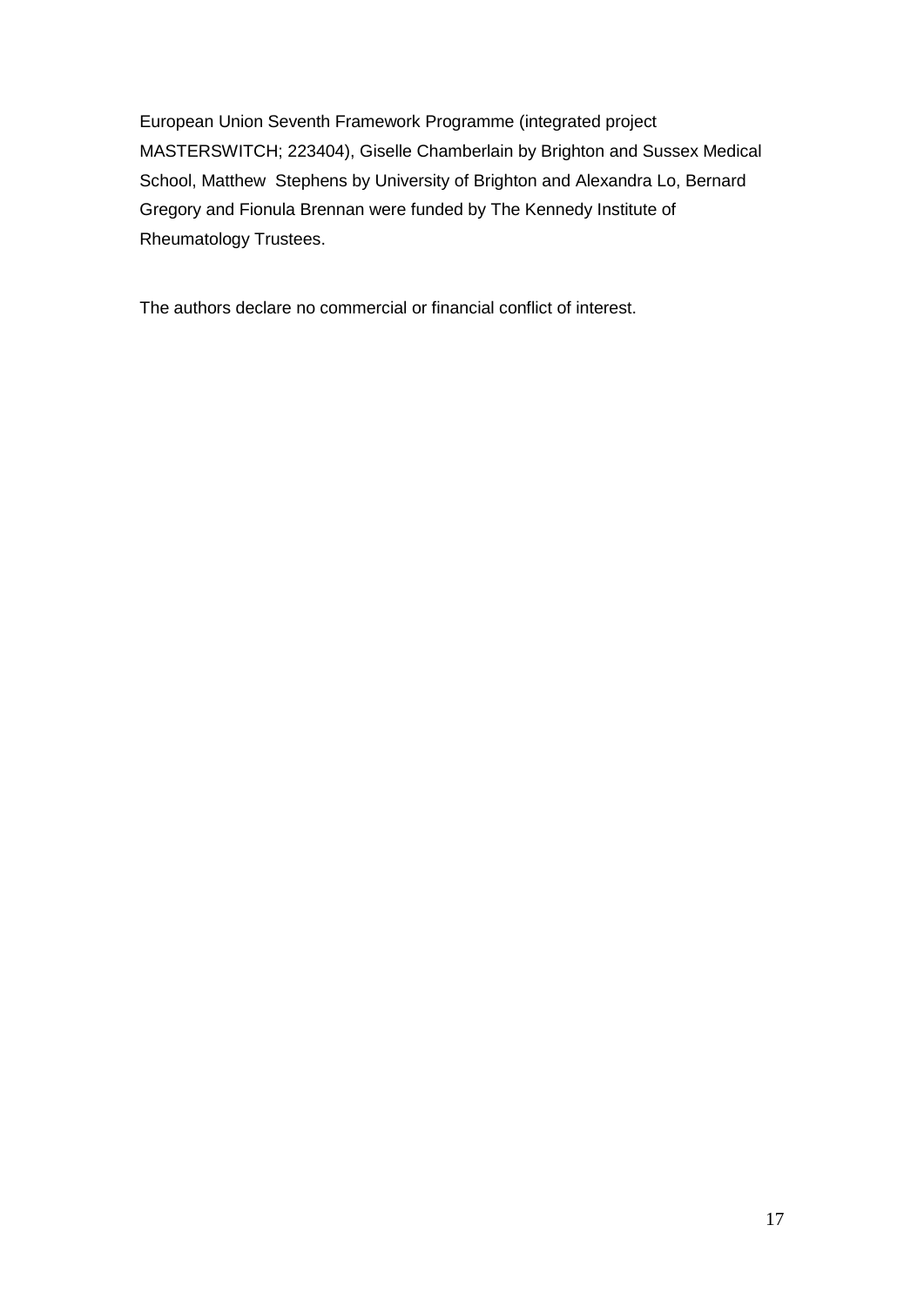European Union Seventh Framework Programme (integrated project MASTERSWITCH; 223404), Giselle Chamberlain by Brighton and Sussex Medical School, Matthew Stephens by University of Brighton and Alexandra Lo, Bernard Gregory and Fionula Brennan were funded by The Kennedy Institute of Rheumatology Trustees.

The authors declare no commercial or financial conflict of interest.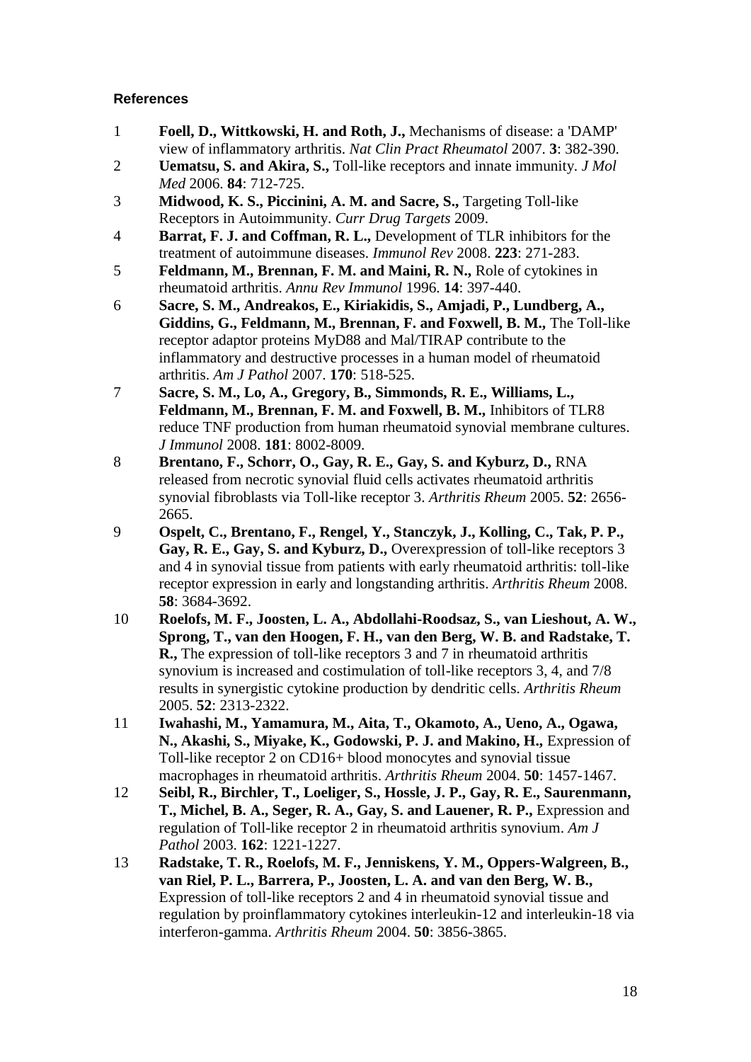#### References

1 **Foell, D., Wittkowski, H. and Roth, J.,** Mechanisms of disease: a 'DAMP' view of inflammatory arthritis. *Nat Clin Pract Rheumatol* 2007. **3**: 382-390.

2 **Uematsu, S. and Akira, S.,** Toll-like receptors and innate immunity. *J Mol Med* 2006. **84**: 712-725.

3 **Midwood, K. S., Piccinini, A. M. and Sacre, S.,** Targeting Toll-like Receptors in Autoimmunity. *Curr Drug Targets* 2009.

4 **Barrat, F. J. and Coffman, R. L.,** Development of TLR inhibitors for the treatment of autoimmune diseases. *Immunol Rev* 2008. **223**: 271-283.

5 **Feldmann, M., Brennan, F. M. and Maini, R. N.,** Role of cytokines in rheumatoid arthritis. *Annu Rev Immunol* 1996. **14**: 397-440.

6 **Sacre, S. M., Andreakos, E., Kiriakidis, S., Amjadi, P., Lundberg, A., Giddins, G., Feldmann, M., Brennan, F. and Foxwell, B. M.,** The Toll-like receptor adaptor proteins MyD88 and Mal/TIRAP contribute to the inflammatory and destructive processes in a human model of rheumatoid arthritis. *Am J Pathol* 2007. **170**: 518-525.

7 **Sacre, S. M., Lo, A., Gregory, B., Simmonds, R. E., Williams, L., Feldmann, M., Brennan, F. M. and Foxwell, B. M.,** Inhibitors of TLR8 reduce TNF production from human rheumatoid synovial membrane cultures. *J Immunol* 2008. **181**: 8002-8009.

8 **Brentano, F., Schorr, O., Gay, R. E., Gay, S. and Kyburz, D.,** RNA released from necrotic synovial fluid cells activates rheumatoid arthritis synovial fibroblasts via Toll-like receptor 3. *Arthritis Rheum* 2005. **52**: 2656-2665.

9 **Ospelt, C., Brentano, F., Rengel, Y., Stanczyk, J., Kolling, C., Tak, P. P., Gay, R. E., Gay, S. and Kyburz, D.,** Overexpression of toll-like receptors 3 and 4 in synovial tissue from patients with early rheumatoid arthritis: toll-like receptor expression in early and longstanding arthritis. *Arthritis Rheum* 2008. **58**: 3684-3692.

10 **Roelofs, M. F., Joosten, L. A., Abdollahi-Roodsaz, S., van Lieshout, A. W., Sprong, T., van den Hoogen, F. H., van den Berg, W. B. and Radstake, T. R.,** The expression of toll-like receptors 3 and 7 in rheumatoid arthritis synovium is increased and costimulation of toll-like receptors 3, 4, and 7/8 results in synergistic cytokine production by dendritic cells. *Arthritis Rheum* 2005. **52**: 2313-2322.

11 **Iwahashi, M., Yamamura, M., Aita, T., Okamoto, A., Ueno, A., Ogawa, N., Akashi, S., Miyake, K., Godowski, P. J. and Makino, H.,** Expression of Toll-like receptor 2 on CD16+ blood monocytes and synovial tissue macrophages in rheumatoid arthritis. *Arthritis Rheum* 2004. **50**: 1457-1467.

12 **Seibl, R., Birchler, T., Loeliger, S., Hossle, J. P., Gay, R. E., Saurenmann, T., Michel, B. A., Seger, R. A., Gay, S. and Lauener, R. P.,** Expression and regulation of Toll-like receptor 2 in rheumatoid arthritis synovium. *Am J Pathol* 2003. **162**: 1221-1227.

13 **Radstake, T. R., Roelofs, M. F., Jenniskens, Y. M., Oppers-Walgreen, B., van Riel, P. L., Barrera, P., Joosten, L. A. and van den Berg, W. B.,** Expression of toll-like receptors 2 and 4 in rheumatoid synovial tissue and regulation by proinflammatory cytokines interleukin-12 and interleukin-18 via interferon-gamma. *Arthritis Rheum* 2004. **50**: 3856-3865.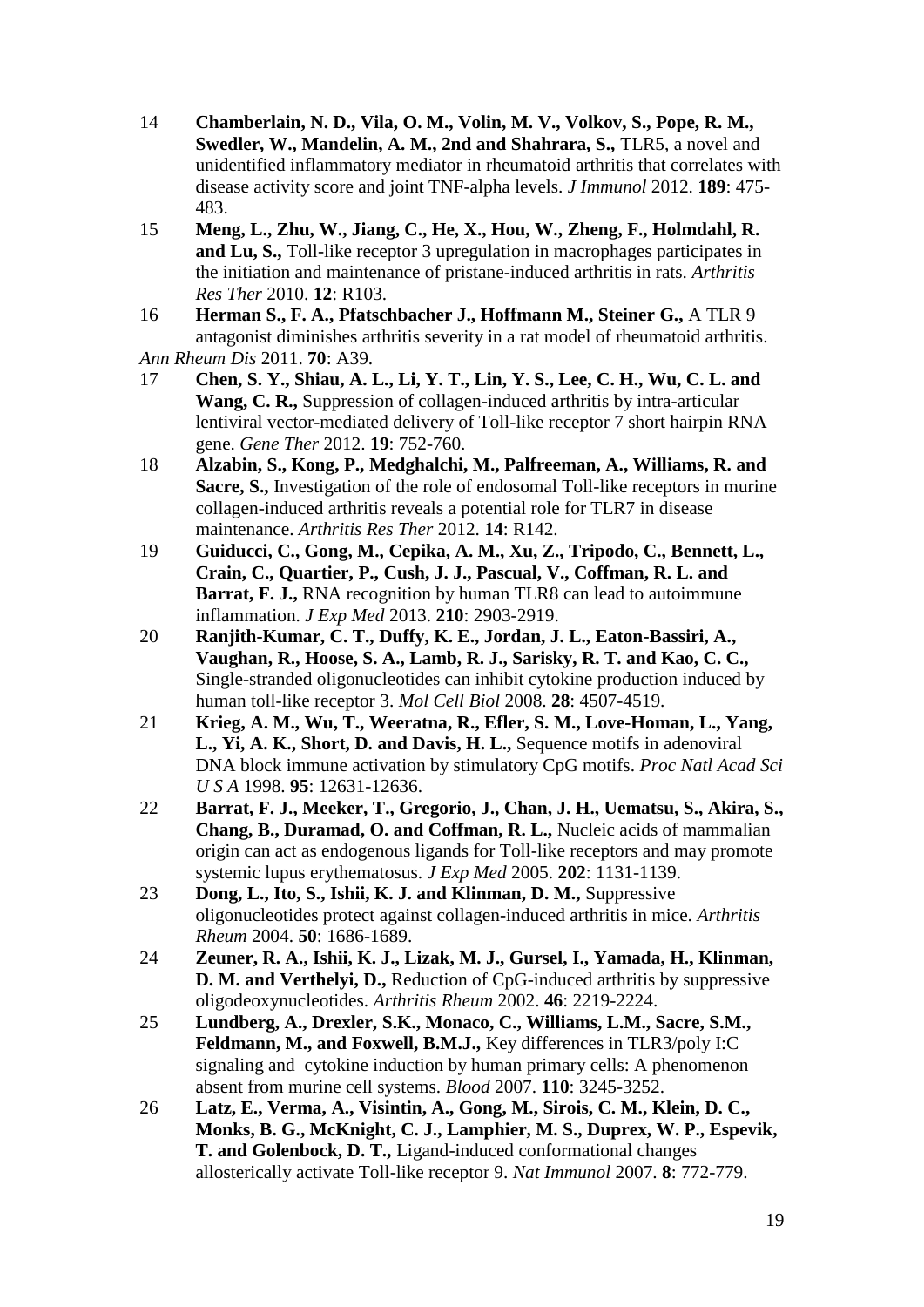14 **Chamberlain, N. D., Vila, O. M., Volin, M. V., Volkov, S., Pope, R. M., Swedler, W., Mandelin, A. M., 2nd and Shahrara, S.,** TLR5, a novel and unidentified inflammatory mediator in rheumatoid arthritis that correlates with disease activity score and joint TNF-alpha levels. *J Immunol* 2012. **189**: 475-483.

15 **Meng, L., Zhu, W., Jiang, C., He, X., Hou, W., Zheng, F., Holmdahl, R. and Lu, S.,** Toll-like receptor 3 upregulation in macrophages participates in the initiation and maintenance of pristane-induced arthritis in rats. *Arthritis Res Ther* 2010. **12**: R103.

16 **Herman S., F. A., Pfatschbacher J., Hoffmann M., Steiner G.,** A TLR 9 antagonist diminishes arthritis severity in a rat model of rheumatoid arthritis. *Ann Rheum Dis* 2011. **70**: A39.

17 **Chen, S. Y., Shiau, A. L., Li, Y. T., Lin, Y. S., Lee, C. H., Wu, C. L. and Wang, C. R.,** Suppression of collagen-induced arthritis by intra-articular lentiviral vector-mediated delivery of Toll-like receptor 7 short hairpin RNA gene. *Gene Ther* 2012. **19**: 752-760.

18 **Alzabin, S., Kong, P., Medghalchi, M., Palfreeman, A., Williams, R. and Sacre, S.,** Investigation of the role of endosomal Toll-like receptors in murine collagen-induced arthritis reveals a potential role for TLR7 in disease maintenance. *Arthritis Res Ther* 2012. **14**: R142.

19 **Guiducci, C., Gong, M., Cepika, A. M., Xu, Z., Tripodo, C., Bennett, L., Crain, C., Quartier, P., Cush, J. J., Pascual, V., Coffman, R. L. and Barrat, F. J.,** RNA recognition by human TLR8 can lead to autoimmune inflammation. *J Exp Med* 2013. **210**: 2903-2919.

20 **Ranjith-Kumar, C. T., Duffy, K. E., Jordan, J. L., Eaton-Bassiri, A., Vaughan, R., Hoose, S. A., Lamb, R. J., Sarisky, R. T. and Kao, C. C.,** Single-stranded oligonucleotides can inhibit cytokine production induced by human toll-like receptor 3. *Mol Cell Biol* 2008. **28**: 4507-4519.

21 **Krieg, A. M., Wu, T., Weeratna, R., Efler, S. M., Love-Homan, L., Yang, L., Yi, A. K., Short, D. and Davis, H. L.,** Sequence motifs in adenoviral DNA block immune activation by stimulatory CpG motifs. *Proc Natl Acad Sci U S A* 1998. **95**: 12631-12636.

22 **Barrat, F. J., Meeker, T., Gregorio, J., Chan, J. H., Uematsu, S., Akira, S., Chang, B., Duramad, O. and Coffman, R. L.,** Nucleic acids of mammalian origin can act as endogenous ligands for Toll-like receptors and may promote systemic lupus erythematosus. *J Exp Med* 2005. **202**: 1131-1139.

23 **Dong, L., Ito, S., Ishii, K. J. and Klinman, D. M.,** Suppressive oligonucleotides protect against collagen-induced arthritis in mice. *Arthritis Rheum* 2004. **50**: 1686-1689.

24 **Zeuner, R. A., Ishii, K. J., Lizak, M. J., Gursel, I., Yamada, H., Klinman, D. M. and Verthelyi, D.,** Reduction of CpG-induced arthritis by suppressive oligodeoxynucleotides. *Arthritis Rheum* 2002. **46**: 2219-2224.

25 **Lundberg, A., Drexler, S.K., Monaco, C., Williams, L.M., Sacre, S.M., Feldmann, M., and Foxwell, B.M.J.,** Key differences in TLR3/poly I:C signaling and cytokine induction by human primary cells: A phenomenon absent from murine cell systems. *Blood* 2007. **110**: 3245-3252.

26 **Latz, E., Verma, A., Visintin, A., Gong, M., Sirois, C. M., Klein, D. C., Monks, B. G., McKnight, C. J., Lamphier, M. S., Duprex, W. P., Espevik, T. and Golenbock, D. T.,** Ligand-induced conformational changes allosterically activate Toll-like receptor 9. *Nat Immunol* 2007. **8**: 772-779.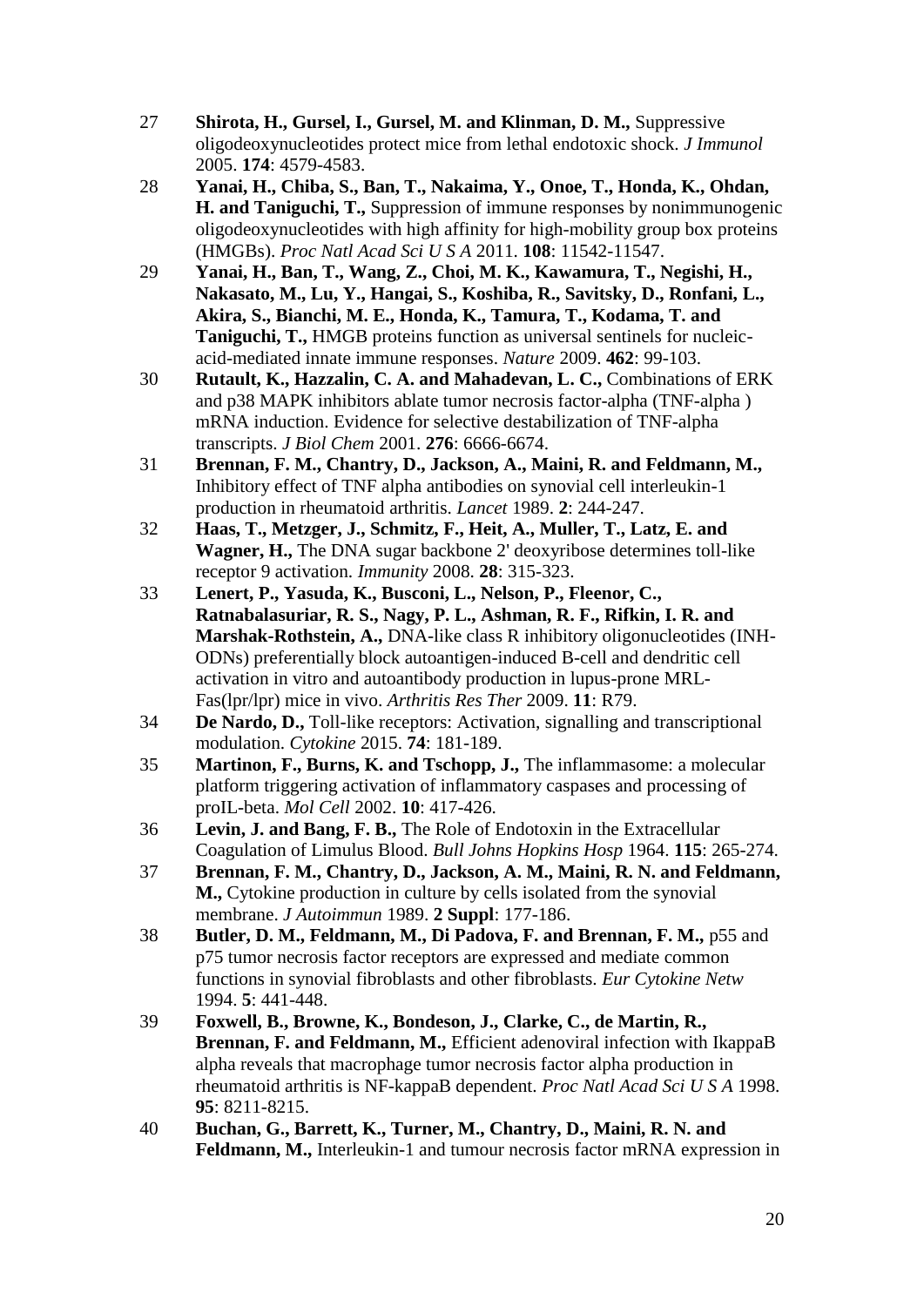27 **Shirota, H., Gursel, I., Gursel, M. and Klinman, D. M.,** Suppressive oligodeoxynucleotides protect mice from lethal endotoxic shock. *J Immunol* 2005. **174**: 4579-4583.

28 **Yanai, H., Chiba, S., Ban, T., Nakaima, Y., Onoe, T., Honda, K., Ohdan, H. and Taniguchi, T.,** Suppression of immune responses by nonimmunogenic oligodeoxynucleotides with high affinity for high-mobility group box proteins (HMGBs). *Proc Natl Acad Sci U S A* 2011. **108**: 11542-11547.

29 **Yanai, H., Ban, T., Wang, Z., Choi, M. K., Kawamura, T., Negishi, H., Nakasato, M., Lu, Y., Hangai, S., Koshiba, R., Savitsky, D., Ronfani, L., Akira, S., Bianchi, M. E., Honda, K., Tamura, T., Kodama, T. and Taniguchi, T.,** HMGB proteins function as universal sentinels for nucleic-acid-mediated innate immune responses. *Nature* 2009. **462**: 99-103.

30 **Rutault, K., Hazzalin, C. A. and Mahadevan, L. C.,** Combinations of ERK and p38 MAPK inhibitors ablate tumor necrosis factor-alpha (TNF-alpha ) mRNA induction. Evidence for selective destabilization of TNF-alpha transcripts. *J Biol Chem* 2001. **276**: 6666-6674.

31 **Brennan, F. M., Chantry, D., Jackson, A., Maini, R. and Feldmann, M.,** Inhibitory effect of TNF alpha antibodies on synovial cell interleukin-1 production in rheumatoid arthritis. *Lancet* 1989. **2**: 244-247.

32 **Haas, T., Metzger, J., Schmitz, F., Heit, A., Muller, T., Latz, E. and Wagner, H.,** The DNA sugar backbone 2' deoxyribose determines toll-like receptor 9 activation. *Immunity* 2008. **28**: 315-323.

33 **Lenert, P., Yasuda, K., Busconi, L., Nelson, P., Fleenor, C., Ratnabalasuriar, R. S., Nagy, P. L., Ashman, R. F., Rifkin, I. R. and Marshak-Rothstein, A.,** DNA-like class R inhibitory oligonucleotides (INH-ODNs) preferentially block autoantigen-induced B-cell and dendritic cell activation in vitro and autoantibody production in lupus-prone MRL-Fas(lpr/lpr) mice in vivo. *Arthritis Res Ther* 2009. **11**: R79.

34 **De Nardo, D.,** Toll-like receptors: Activation, signalling and transcriptional modulation. *Cytokine* 2015. **74**: 181-189.

35 **Martinon, F., Burns, K. and Tschopp, J.,** The inflammasome: a molecular platform triggering activation of inflammatory caspases and processing of proIL-beta. *Mol Cell* 2002. **10**: 417-426.

36 **Levin, J. and Bang, F. B.,** The Role of Endotoxin in the Extracellular Coagulation of Limulus Blood. *Bull Johns Hopkins Hosp* 1964. **115**: 265-274.

37 **Brennan, F. M., Chantry, D., Jackson, A. M., Maini, R. N. and Feldmann, M.,** Cytokine production in culture by cells isolated from the synovial membrane. *J Autoimmun* 1989. **2 Suppl**: 177-186.

38 **Butler, D. M., Feldmann, M., Di Padova, F. and Brennan, F. M.,** p55 and p75 tumor necrosis factor receptors are expressed and mediate common functions in synovial fibroblasts and other fibroblasts. *Eur Cytokine Netw* 1994. **5**: 441-448.

39 **Foxwell, B., Browne, K., Bondeson, J., Clarke, C., de Martin, R., Brennan, F. and Feldmann, M.,** Efficient adenoviral infection with IkappaB alpha reveals that macrophage tumor necrosis factor alpha production in rheumatoid arthritis is NF-kappaB dependent. *Proc Natl Acad Sci U S A* 1998. **95**: 8211-8215.

40 **Buchan, G., Barrett, K., Turner, M., Chantry, D., Maini, R. N. and Feldmann, M.,** Interleukin-1 and tumour necrosis factor mRNA expression in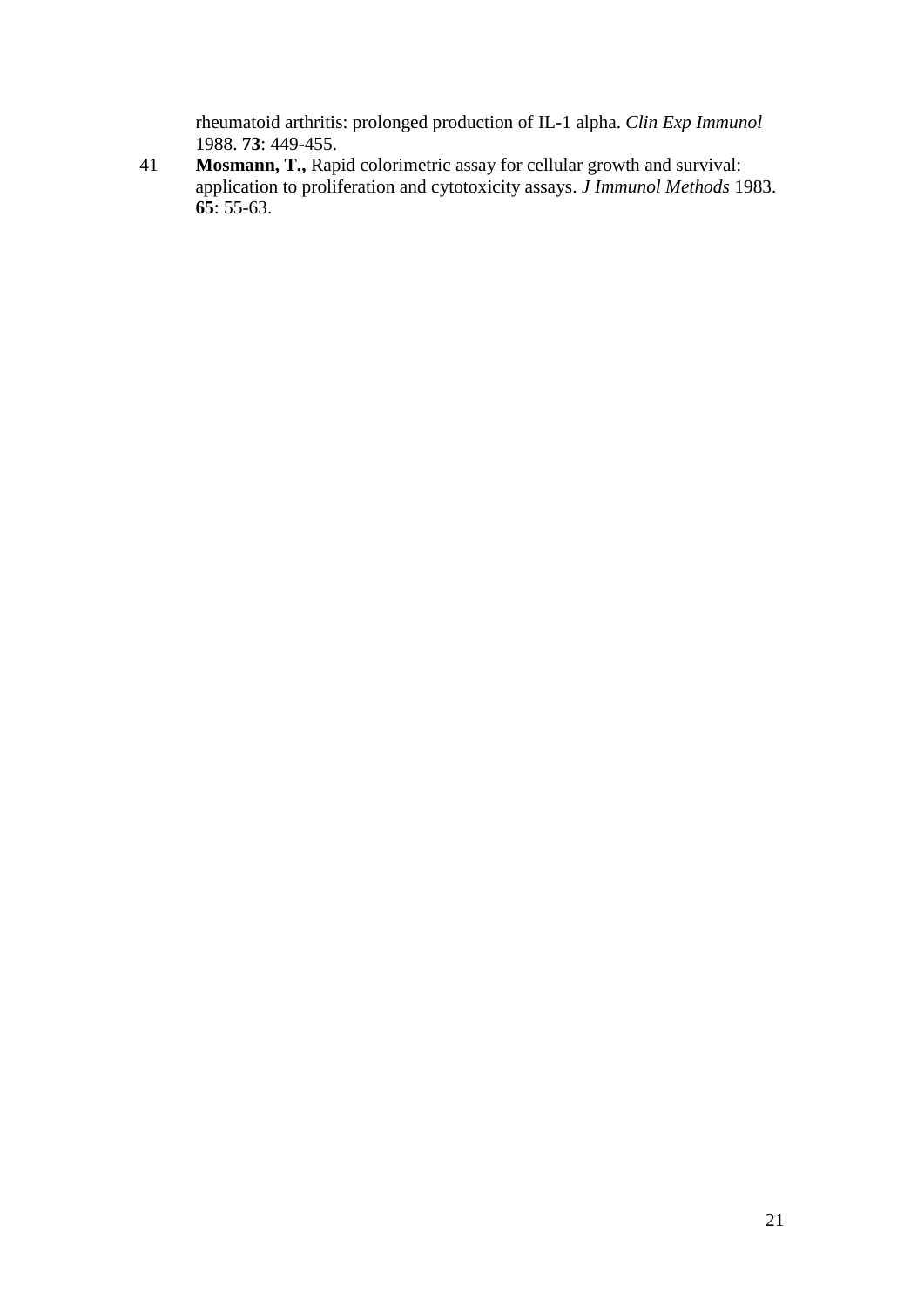rheumatoid arthritis: prolonged production of IL-1 alpha. *Clin Exp Immunol* 1988. **73**: 449-455.

41 **Mosmann, T.,** Rapid colorimetric assay for cellular growth and survival: application to proliferation and cytotoxicity assays. *J Immunol Methods* 1983. **65**: 55-63.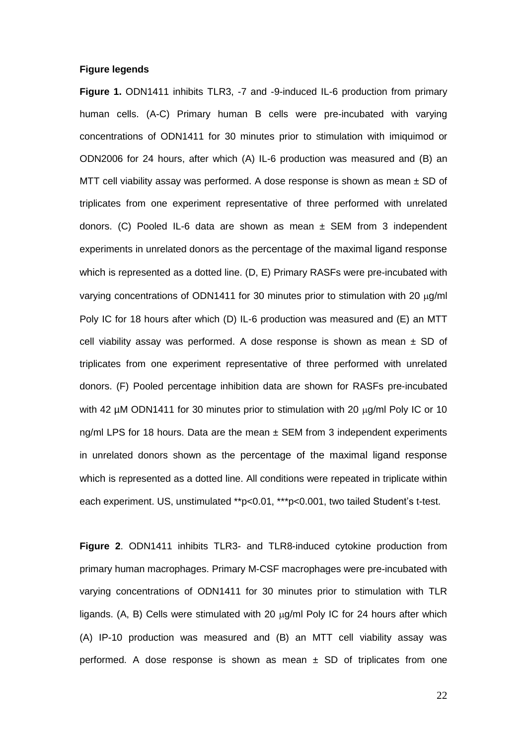**Figure legends**

**Figure 1.** ODN1411 inhibits TLR3, -7 and -9-induced IL-6 production from primary human cells. (A-C) Primary human B cells were pre-incubated with varying concentrations of ODN1411 for 30 minutes prior to stimulation with imiquimod or ODN2006 for 24 hours, after which (A) IL-6 production was measured and (B) an MTT cell viability assay was performed. A dose response is shown as mean ± SD of triplicates from one experiment representative of three performed with unrelated donors. (C) Pooled IL-6 data are shown as mean ± SEM from 3 independent experiments in unrelated donors as the percentage of the maximal ligand response which is represented as a dotted line. (D, E) Primary RASFs were pre-incubated with varying concentrations of ODN1411 for 30 minutes prior to stimulation with 20 μg/ml Poly IC for 18 hours after which (D) IL-6 production was measured and (E) an MTT cell viability assay was performed. A dose response is shown as mean ± SD of triplicates from one experiment representative of three performed with unrelated donors. (F) Pooled percentage inhibition data are shown for RASFs pre-incubated with 42 μM ODN1411 for 30 minutes prior to stimulation with 20 μg/ml Poly IC or 10 ng/ml LPS for 18 hours. Data are the mean ± SEM from 3 independent experiments in unrelated donors shown as the percentage of the maximal ligand response which is represented as a dotted line. All conditions were repeated in triplicate within each experiment. US, unstimulated \*\*$p<0.01$, \*\*\*$p<0.001$, two tailed Student's t-test.

**Figure 2**. ODN1411 inhibits TLR3- and TLR8-induced cytokine production from primary human macrophages. Primary M-CSF macrophages were pre-incubated with varying concentrations of ODN1411 for 30 minutes prior to stimulation with TLR ligands. (A, B) Cells were stimulated with 20 μg/ml Poly IC for 24 hours after which (A) IP-10 production was measured and (B) an MTT cell viability assay was performed. A dose response is shown as mean ± SD of triplicates from one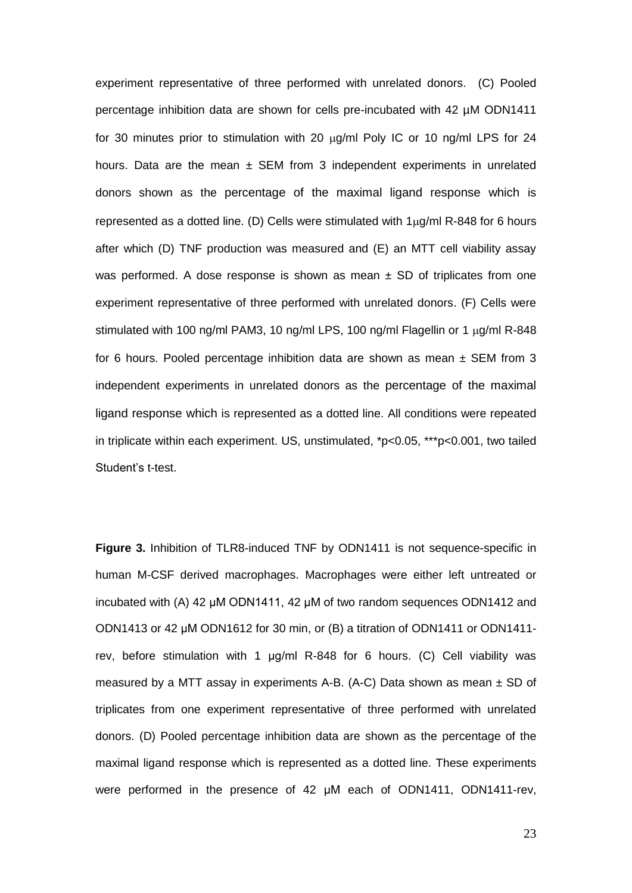experiment representative of three performed with unrelated donors. (C) Pooled percentage inhibition data are shown for cells pre-incubated with 42 μM ODN1411 for 30 minutes prior to stimulation with 20 μg/ml Poly IC or 10 ng/ml LPS for 24 hours. Data are the mean ± SEM from 3 independent experiments in unrelated donors shown as the percentage of the maximal ligand response which is represented as a dotted line. (D) Cells were stimulated with 1μg/ml R-848 for 6 hours after which (D) TNF production was measured and (E) an MTT cell viability assay was performed. A dose response is shown as mean ± SD of triplicates from one experiment representative of three performed with unrelated donors. (F) Cells were stimulated with 100 ng/ml PAM3, 10 ng/ml LPS, 100 ng/ml Flagellin or 1 μg/ml R-848 for 6 hours. Pooled percentage inhibition data are shown as mean ± SEM from 3 independent experiments in unrelated donors as the percentage of the maximal ligand response which is represented as a dotted line. All conditions were repeated in triplicate within each experiment. US, unstimulated, $*p<0.05$, $***p<0.001$, two tailed Student's t-test.

**Figure 3.** Inhibition of TLR8-induced TNF by ODN1411 is not sequence-specific in human M-CSF derived macrophages. Macrophages were either left untreated or incubated with (A) 42 μM ODN1411, 42 μM of two random sequences ODN1412 and ODN1413 or 42 μM ODN1612 for 30 min, or (B) a titration of ODN1411 or ODN1411-rev, before stimulation with 1 μg/ml R-848 for 6 hours. (C) Cell viability was measured by a MTT assay in experiments A-B. (A-C) Data shown as mean ± SD of triplicates from one experiment representative of three performed with unrelated donors. (D) Pooled percentage inhibition data are shown as the percentage of the maximal ligand response which is represented as a dotted line. These experiments were performed in the presence of 42 μM each of ODN1411, ODN1411-rev,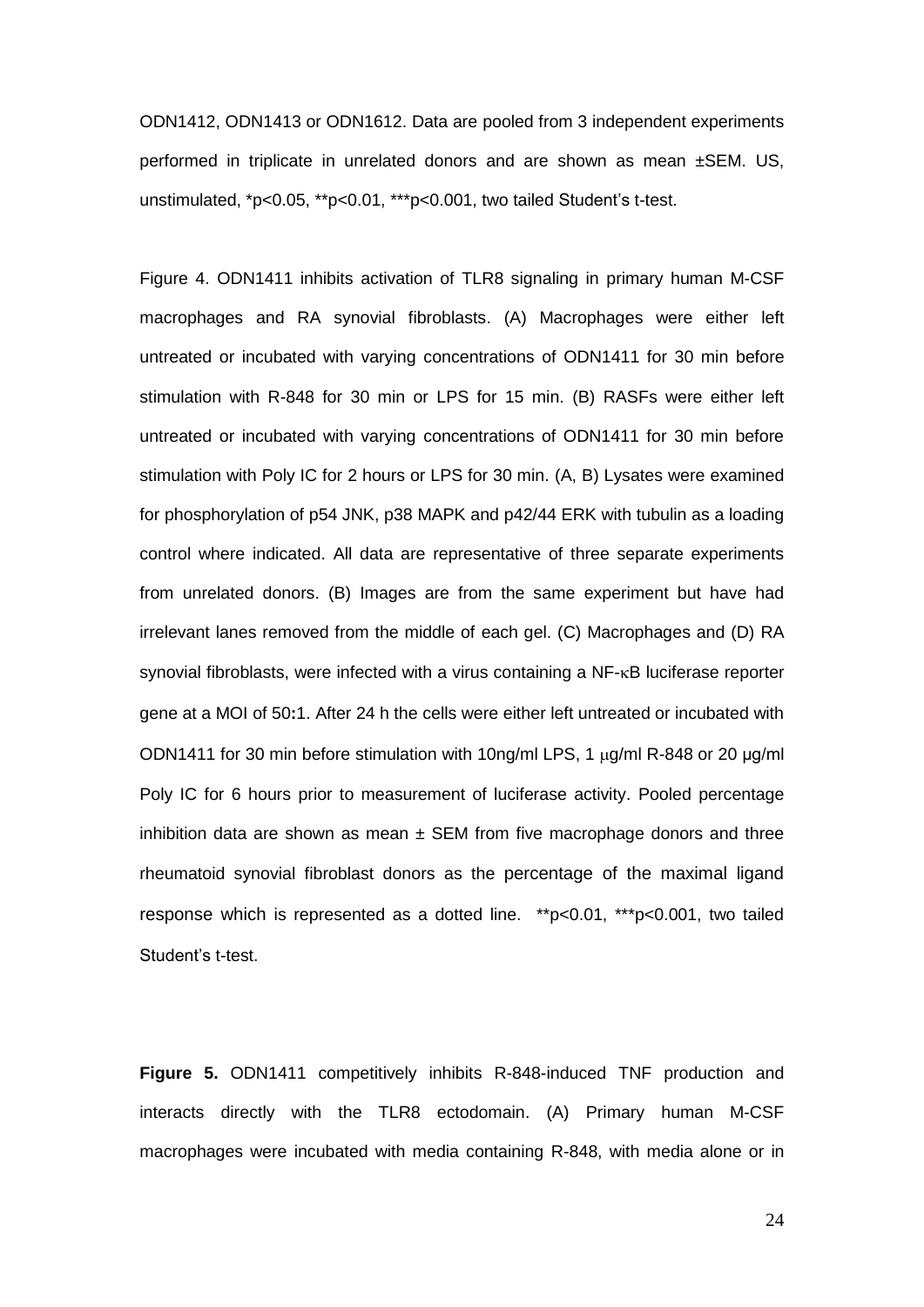ODN1412, ODN1413 or ODN1612. Data are pooled from 3 independent experiments performed in triplicate in unrelated donors and are shown as mean ±SEM. US, unstimulated, *p<0.05, **p<0.01, ***p<0.001, two tailed Student's t-test.

Figure 4. ODN1411 inhibits activation of TLR8 signaling in primary human M-CSF macrophages and RA synovial fibroblasts. (A) Macrophages were either left untreated or incubated with varying concentrations of ODN1411 for 30 min before stimulation with R-848 for 30 min or LPS for 15 min. (B) RASFs were either left untreated or incubated with varying concentrations of ODN1411 for 30 min before stimulation with Poly IC for 2 hours or LPS for 30 min. (A, B) Lysates were examined for phosphorylation of p54 JNK, p38 MAPK and p42/44 ERK with tubulin as a loading control where indicated. All data are representative of three separate experiments from unrelated donors. (B) Images are from the same experiment but have had irrelevant lanes removed from the middle of each gel. (C) Macrophages and (D) RA synovial fibroblasts, were infected with a virus containing a NF-κB luciferase reporter gene at a MOI of 50:1. After 24 h the cells were either left untreated or incubated with ODN1411 for 30 min before stimulation with 10ng/ml LPS, 1 μg/ml R-848 or 20 μg/ml Poly IC for 6 hours prior to measurement of luciferase activity. Pooled percentage inhibition data are shown as mean ± SEM from five macrophage donors and three rheumatoid synovial fibroblast donors as the percentage of the maximal ligand response which is represented as a dotted line. **p<0.01, ***p<0.001, two tailed Student's t-test.

**Figure 5.** ODN1411 competitively inhibits R-848-induced TNF production and interacts directly with the TLR8 ectodomain. (A) Primary human M-CSF macrophages were incubated with media containing R-848, with media alone or in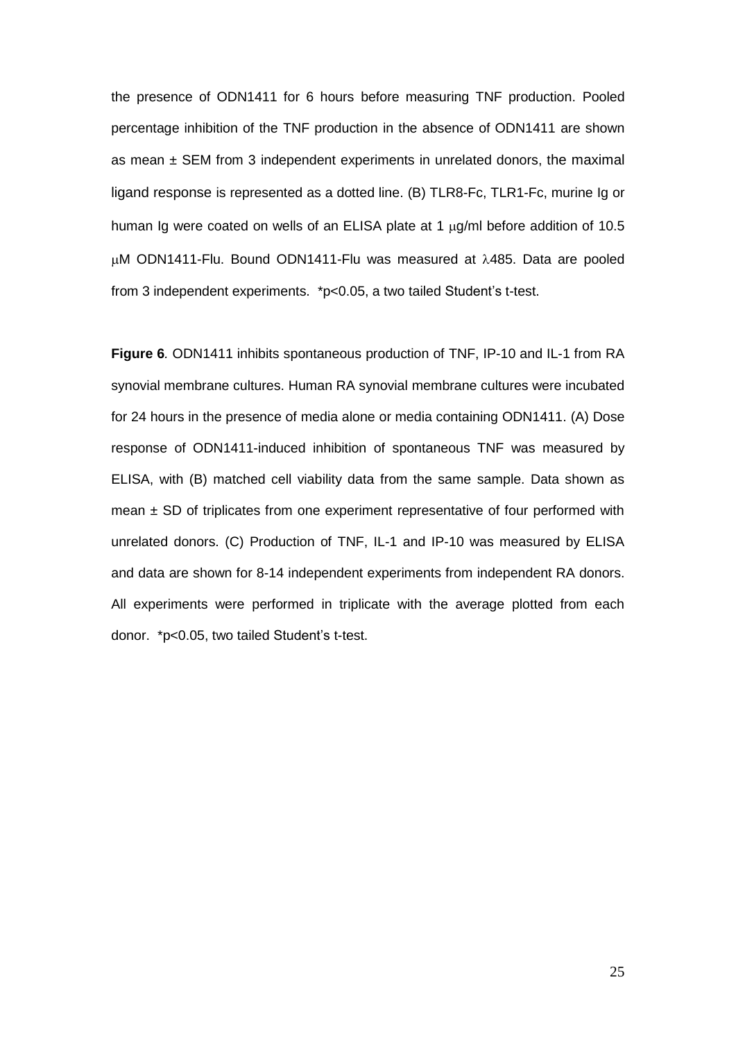the presence of ODN1411 for 6 hours before measuring TNF production. Pooled percentage inhibition of the TNF production in the absence of ODN1411 are shown as mean ± SEM from 3 independent experiments in unrelated donors, the maximal ligand response is represented as a dotted line. (B) TLR8-Fc, TLR1-Fc, murine Ig or human Ig were coated on wells of an ELISA plate at 1 $\mu$g/ml before addition of 10.5 $\mu$M ODN1411-Flu. Bound ODN1411-Flu was measured at $\lambda$485. Data are pooled from 3 independent experiments. *$p<0.05$, a two tailed Student's t-test.

**Figure 6**. ODN1411 inhibits spontaneous production of TNF, IP-10 and IL-1 from RA synovial membrane cultures. Human RA synovial membrane cultures were incubated for 24 hours in the presence of media alone or media containing ODN1411. (A) Dose response of ODN1411-induced inhibition of spontaneous TNF was measured by ELISA, with (B) matched cell viability data from the same sample. Data shown as mean ± SD of triplicates from one experiment representative of four performed with unrelated donors. (C) Production of TNF, IL-1 and IP-10 was measured by ELISA and data are shown for 8-14 independent experiments from independent RA donors. All experiments were performed in triplicate with the average plotted from each donor. *$p<0.05$, two tailed Student's t-test.